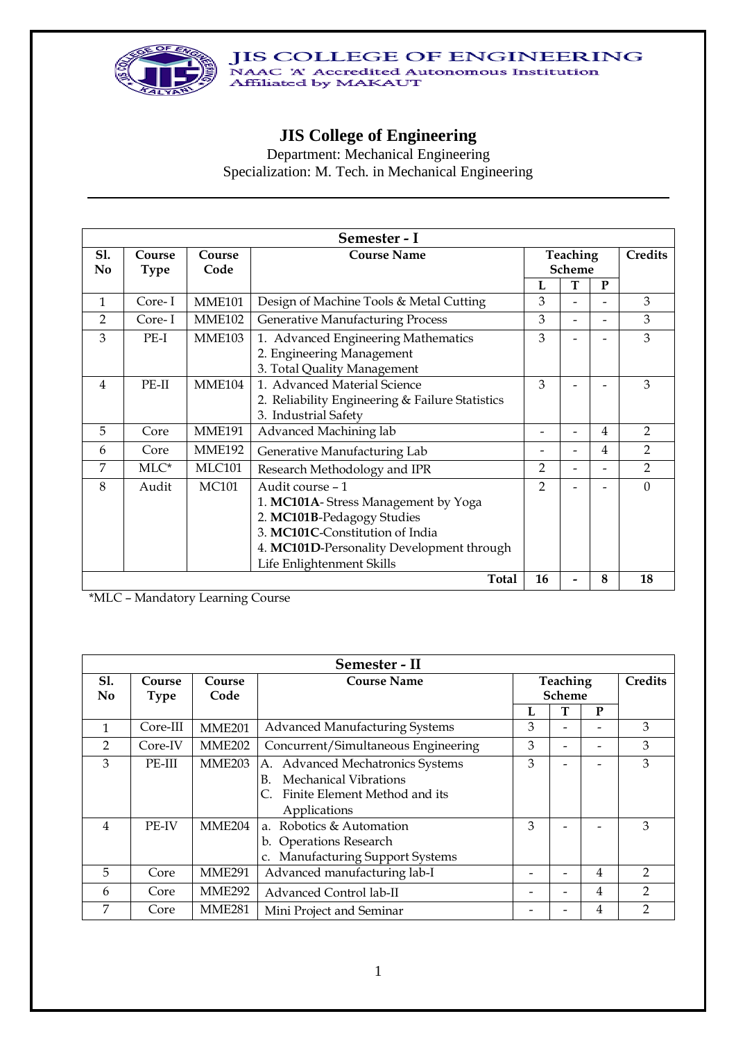JIS COLLEGE OF ENGINEERING
NAAC 'A' Accredited Autonomous Institution
Affiliated by MAKAUT

# JIS College of Engineering

Department: Mechanical Engineering

Specialization: M. Tech. in Mechanical Engineering

---

| Semester - I | | | | | | | |
|---|---|---|---|---|---|---|---|
| Sl. No | Course Type | Course Code | Course Name | Teaching Scheme | | | Credits |
| | | | | L | T | P | |
| 1 | Core- I | MME101 | Design of Machine Tools & Metal Cutting | 3 | - | - | 3 |
| 2 | Core- I | MME102 | Generative Manufacturing Process | 3 | - | - | 3 |
| 3 | PE-I | MME103 | 1. Advanced Engineering Mathematics<br>2. Engineering Management<br>3. Total Quality Management | 3 | - | - | 3 |
| 4 | PE-II | MME104 | 1. Advanced Material Science<br>2. Reliability Engineering & Failure Statistics<br>3. Industrial Safety | 3 | - | - | 3 |
| 5 | Core | MME191 | Advanced Machining lab | - | - | 4 | 2 |
| 6 | Core | MME192 | Generative Manufacturing Lab | - | - | 4 | 2 |
| 7 | MLC* | MLC101 | Research Methodology and IPR | 2 | - | - | 2 |
| 8 | Audit | MC101 | Audit course – 1<br>1. **MC101A**- Stress Management by Yoga<br>2. **MC101B**-Pedagogy Studies<br>3. **MC101C**-Constitution of India<br>4. **MC101D**-Personality Development through Life Enlightenment Skills | 2 | - | - | 0 |
| | | | **Total** | **16** | **-** | **8** | **18** |

*MLC – Mandatory Learning Course

| Semester - II | | | | | | | |
|---|---|---|---|---|---|---|---|
| Sl. No | Course Type | Course Code | Course Name | Teaching Scheme | | | Credits |
| | | | | L | T | P | |
| 1 | Core-III | MME201 | Advanced Manufacturing Systems | 3 | - | - | 3 |
| 2 | Core-IV | MME202 | Concurrent/Simultaneous Engineering | 3 | - | - | 3 |
| 3 | PE-III | MME203 | A. Advanced Mechatronics Systems<br>B. Mechanical Vibrations<br>C. Finite Element Method and its Applications | 3 | - | - | 3 |
| 4 | PE-IV | MME204 | a. Robotics & Automation<br>b. Operations Research<br>c. Manufacturing Support Systems | 3 | - | - | 3 |
| 5 | Core | MME291 | Advanced manufacturing lab-I | - | - | 4 | 2 |
| 6 | Core | MME292 | Advanced Control lab-II | - | - | 4 | 2 |
| 7 | Core | MME281 | Mini Project and Seminar | - | - | 4 | 2 |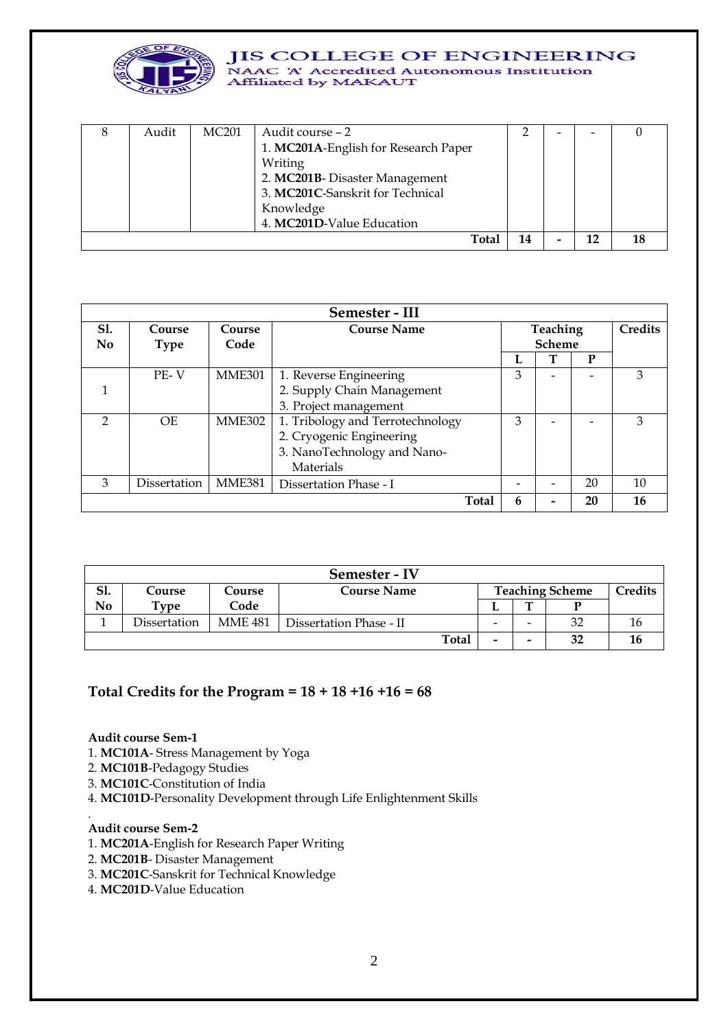| 8 | Audit | MC201 | Audit course – 2<br>1. **MC201A**-English for Research Paper Writing<br>2. **MC201B**- Disaster Management<br>3. **MC201C**-Sanskrit for Technical Knowledge<br>4. **MC201D**-Value Education | 2 | - | - | 0 |
|---|---|---|---|---|---|---|---|
| | | | **Total** | **14** | **-** | **12** | **18** |

| Semester - III | | | | | | | |
|---|---|---|---|---|---|---|---|
| **Sl. No** | **Course Type** | **Course Code** | **Course Name** | **Teaching Scheme** | | | **Credits** |
| | | | | **L** | **T** | **P** | |
| 1 | PE- V | MME301 | 1. Reverse Engineering<br>2. Supply Chain Management<br>3. Project management | 3 | - | - | 3 |
| 2 | OE | MME302 | 1. Tribology and Terrotechnology<br>2. Cryogenic Engineering<br>3. NanoTechnology and Nano-Materials | 3 | - | - | 3 |
| 3 | Dissertation | MME381 | Dissertation Phase - I | - | - | 20 | 10 |
| | | | **Total** | **6** | **-** | **20** | **16** |

| Semester - IV | | | | | | | |
|---|---|---|---|---|---|---|---|
| **Sl. No** | **Course Type** | **Course Code** | **Course Name** | **Teaching Scheme** | | | **Credits** |
| | | | | **L** | **T** | **P** | |
| 1 | Dissertation | MME 481 | Dissertation Phase - II | - | - | 32 | 16 |
| | | | **Total** | **-** | **-** | **32** | **16** |

**Total Credits for the Program = 18 + 18 +16 +16 = 68**

**Audit course Sem-1**

1. **MC101A**- Stress Management by Yoga
2. **MC101B**-Pedagogy Studies
3. **MC101C**-Constitution of India
4. **MC101D**-Personality Development through Life Enlightenment Skills

.

**Audit course Sem-2**

1. **MC201A**-English for Research Paper Writing
2. **MC201B**- Disaster Management
3. **MC201C**-Sanskrit for Technical Knowledge
4. **MC201D**-Value Education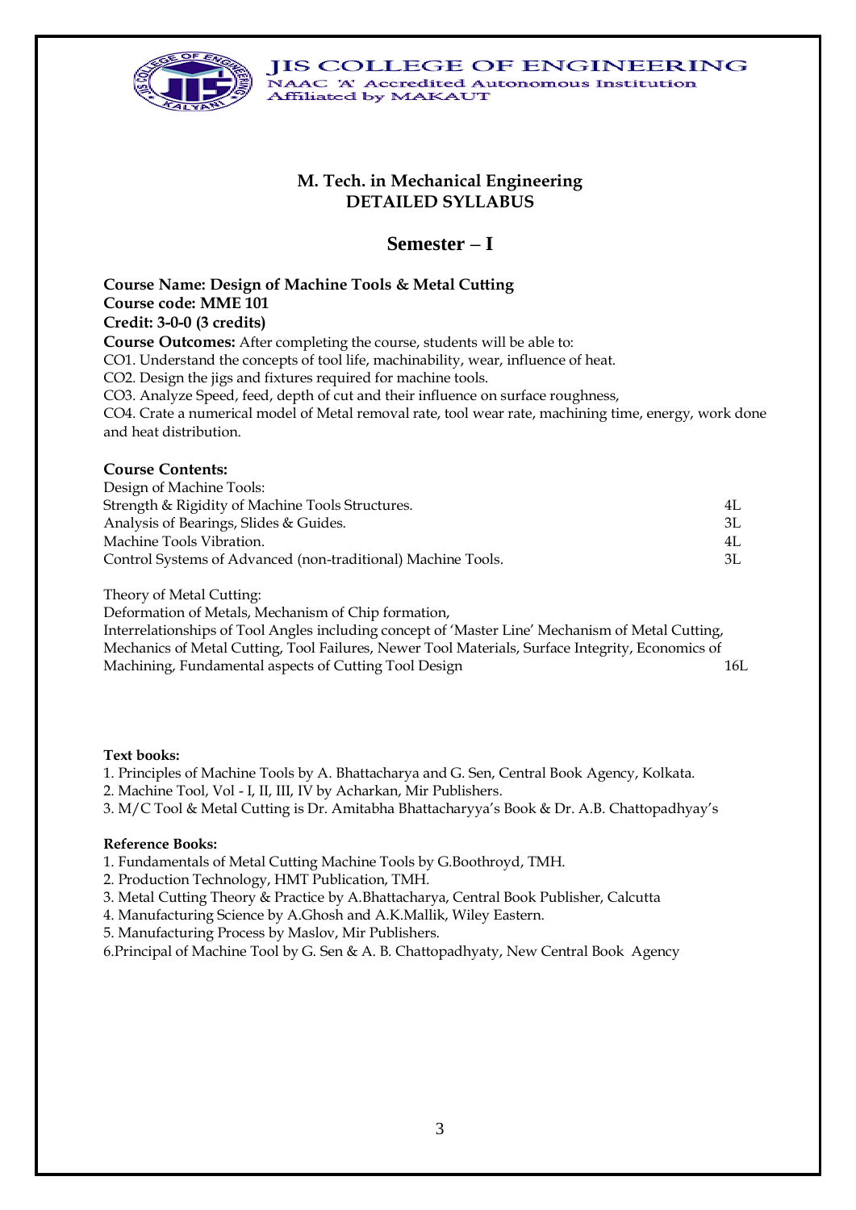# JIS COLLEGE OF ENGINEERING

NAAC 'A' Accredited Autonomous Institution
Affiliated by MAKAUT

## M. Tech. in Mechanical Engineering
## DETAILED SYLLABUS

## Semester – I

**Course Name: Design of Machine Tools & Metal Cutting**
**Course code: MME 101**
**Credit: 3-0-0 (3 credits)**

**Course Outcomes:** After completing the course, students will be able to:

CO1. Understand the concepts of tool life, machinability, wear, influence of heat.
CO2. Design the jigs and fixtures required for machine tools.
CO3. Analyze Speed, feed, depth of cut and their influence on surface roughness,
CO4. Crate a numerical model of Metal removal rate, tool wear rate, machining time, energy, work done and heat distribution.

**Course Contents:**

Design of Machine Tools:

| | |
|---|---|
| Strength & Rigidity of Machine Tools Structures. | 4L |
| Analysis of Bearings, Slides & Guides. | 3L |
| Machine Tools Vibration. | 4L |
| Control Systems of Advanced (non-traditional) Machine Tools. | 3L |

Theory of Metal Cutting:
Deformation of Metals, Mechanism of Chip formation,
Interrelationships of Tool Angles including concept of 'Master Line' Mechanism of Metal Cutting, Mechanics of Metal Cutting, Tool Failures, Newer Tool Materials, Surface Integrity, Economics of Machining, Fundamental aspects of Cutting Tool Design 16L

**Text books:**

1. Principles of Machine Tools by A. Bhattacharya and G. Sen, Central Book Agency, Kolkata.
2. Machine Tool, Vol - I, II, III, IV by Acharkan, Mir Publishers.
3. M/C Tool & Metal Cutting is Dr. Amitabha Bhattacharyya's Book & Dr. A.B. Chattopadhyay's

**Reference Books:**

1. Fundamentals of Metal Cutting Machine Tools by G.Boothroyd, TMH.
2. Production Technology, HMT Publication, TMH.
3. Metal Cutting Theory & Practice by A.Bhattacharya, Central Book Publisher, Calcutta
4. Manufacturing Science by A.Ghosh and A.K.Mallik, Wiley Eastern.
5. Manufacturing Process by Maslov, Mir Publishers.
6. Principal of Machine Tool by G. Sen & A. B. Chattopadhyaty, New Central Book Agency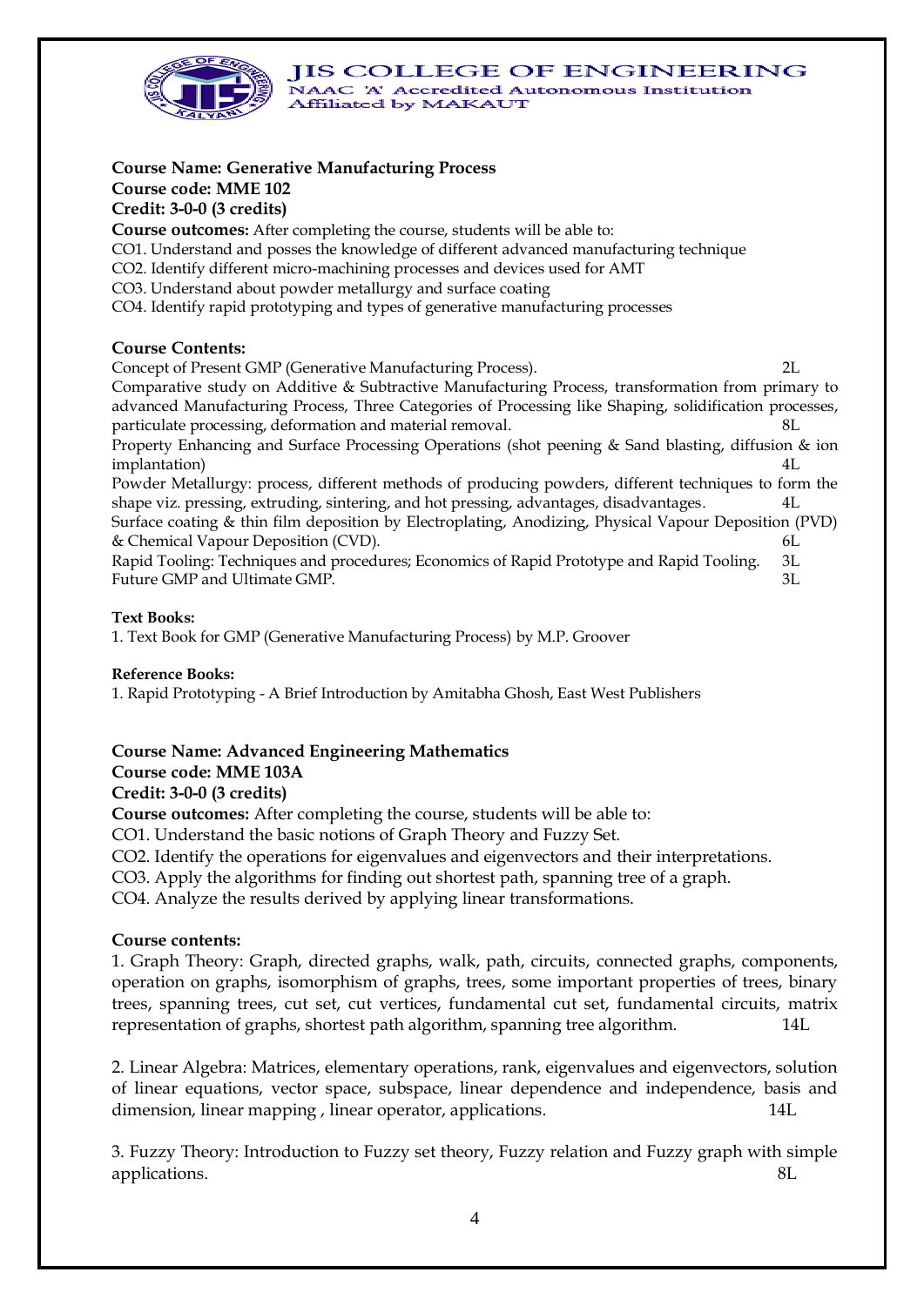**Course Name: Generative Manufacturing Process**
**Course code: MME 102**
**Credit: 3-0-0 (3 credits)**

**Course outcomes:** After completing the course, students will be able to:

CO1. Understand and posses the knowledge of different advanced manufacturing technique
CO2. Identify different micro-machining processes and devices used for AMT
CO3. Understand about powder metallurgy and surface coating
CO4. Identify rapid prototyping and types of generative manufacturing processes

**Course Contents:**

Concept of Present GMP (Generative Manufacturing Process). 2L

Comparative study on Additive & Subtractive Manufacturing Process, transformation from primary to advanced Manufacturing Process, Three Categories of Processing like Shaping, solidification processes, particulate processing, deformation and material removal. 8L

Property Enhancing and Surface Processing Operations (shot peening & Sand blasting, diffusion & ion implantation) 4L

Powder Metallurgy: process, different methods of producing powders, different techniques to form the shape viz. pressing, extruding, sintering, and hot pressing, advantages, disadvantages. 4L

Surface coating & thin film deposition by Electroplating, Anodizing, Physical Vapour Deposition (PVD) & Chemical Vapour Deposition (CVD). 6L

Rapid Tooling: Techniques and procedures; Economics of Rapid Prototype and Rapid Tooling. 3L

Future GMP and Ultimate GMP. 3L

**Text Books:**

1. Text Book for GMP (Generative Manufacturing Process) by M.P. Groover

**Reference Books:**

1. Rapid Prototyping - A Brief Introduction by Amitabha Ghosh, East West Publishers

**Course Name: Advanced Engineering Mathematics**
**Course code: MME 103A**
**Credit: 3-0-0 (3 credits)**

**Course outcomes:** After completing the course, students will be able to:

CO1. Understand the basic notions of Graph Theory and Fuzzy Set.
CO2. Identify the operations for eigenvalues and eigenvectors and their interpretations.
CO3. Apply the algorithms for finding out shortest path, spanning tree of a graph.
CO4. Analyze the results derived by applying linear transformations.

**Course contents:**

1. Graph Theory: Graph, directed graphs, walk, path, circuits, connected graphs, components, operation on graphs, isomorphism of graphs, trees, some important properties of trees, binary trees, spanning trees, cut set, cut vertices, fundamental cut set, fundamental circuits, matrix representation of graphs, shortest path algorithm, spanning tree algorithm. 14L

2. Linear Algebra: Matrices, elementary operations, rank, eigenvalues and eigenvectors, solution of linear equations, vector space, subspace, linear dependence and independence, basis and dimension, linear mapping , linear operator, applications. 14L

3. Fuzzy Theory: Introduction to Fuzzy set theory, Fuzzy relation and Fuzzy graph with simple applications. 8L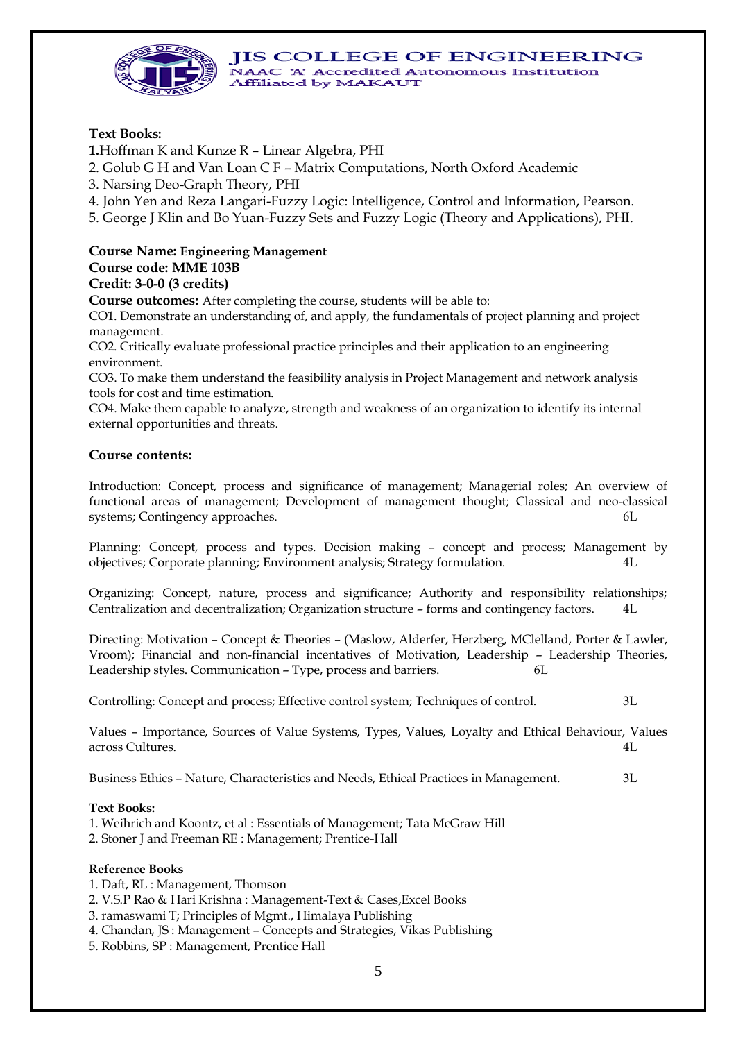**Text Books:**

**1.**Hoffman K and Kunze R – Linear Algebra, PHI
2. Golub G H and Van Loan C F – Matrix Computations, North Oxford Academic
3. Narsing Deo-Graph Theory, PHI
4. John Yen and Reza Langari-Fuzzy Logic: Intelligence, Control and Information, Pearson.
5. George J Klin and Bo Yuan-Fuzzy Sets and Fuzzy Logic (Theory and Applications), PHI.

**Course Name: Engineering Management**
**Course code: MME 103B**
**Credit: 3-0-0 (3 credits)**

**Course outcomes:** After completing the course, students will be able to:

CO1. Demonstrate an understanding of, and apply, the fundamentals of project planning and project management.
CO2. Critically evaluate professional practice principles and their application to an engineering environment.
CO3. To make them understand the feasibility analysis in Project Management and network analysis tools for cost and time estimation.
CO4. Make them capable to analyze, strength and weakness of an organization to identify its internal external opportunities and threats.

**Course contents:**

Introduction: Concept, process and significance of management; Managerial roles; An overview of functional areas of management; Development of management thought; Classical and neo-classical systems; Contingency approaches. 6L

Planning: Concept, process and types. Decision making – concept and process; Management by objectives; Corporate planning; Environment analysis; Strategy formulation. 4L

Organizing: Concept, nature, process and significance; Authority and responsibility relationships; Centralization and decentralization; Organization structure – forms and contingency factors. 4L

Directing: Motivation – Concept & Theories – (Maslow, Alderfer, Herzberg, MClelland, Porter & Lawler, Vroom); Financial and non-financial incentatives of Motivation, Leadership – Leadership Theories, Leadership styles. Communication – Type, process and barriers. 6L

Controlling: Concept and process; Effective control system; Techniques of control. 3L

Values – Importance, Sources of Value Systems, Types, Values, Loyalty and Ethical Behaviour, Values across Cultures. 4L

Business Ethics – Nature, Characteristics and Needs, Ethical Practices in Management. 3L

**Text Books:**

1. Weihrich and Koontz, et al : Essentials of Management; Tata McGraw Hill
2. Stoner J and Freeman RE : Management; Prentice-Hall

**Reference Books**

1. Daft, RL : Management, Thomson
2. V.S.P Rao & Hari Krishna : Management-Text & Cases,Excel Books
3. ramaswami T; Principles of Mgmt., Himalaya Publishing
4. Chandan, JS : Management – Concepts and Strategies, Vikas Publishing
5. Robbins, SP : Management, Prentice Hall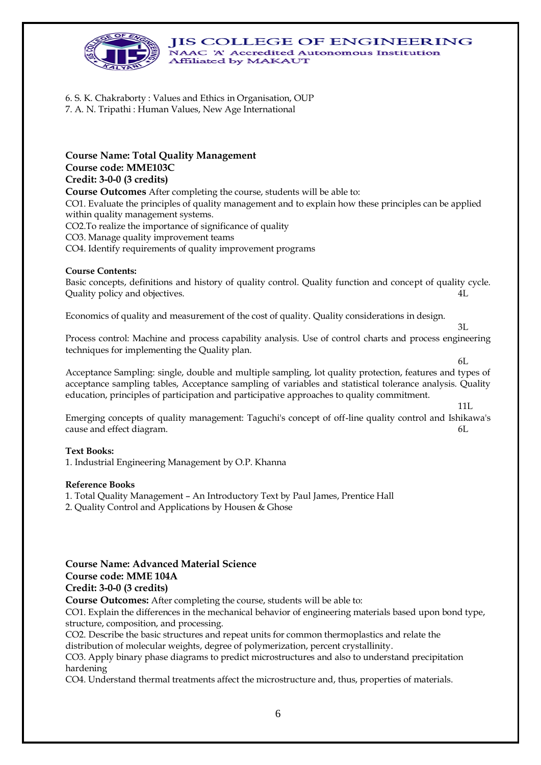6. S. K. Chakraborty : Values and Ethics in Organisation, OUP
7. A. N. Tripathi : Human Values, New Age International

**Course Name: Total Quality Management**
**Course code: MME103C**
**Credit: 3-0-0 (3 credits)**

**Course Outcomes** After completing the course, students will be able to:

CO1. Evaluate the principles of quality management and to explain how these principles can be applied within quality management systems.
CO2.To realize the importance of significance of quality
CO3. Manage quality improvement teams
CO4. Identify requirements of quality improvement programs

**Course Contents:**

Basic concepts, definitions and history of quality control. Quality function and concept of quality cycle. Quality policy and objectives. 4L

Economics of quality and measurement of the cost of quality. Quality considerations in design. 3L

Process control: Machine and process capability analysis. Use of control charts and process engineering techniques for implementing the Quality plan. 6L

Acceptance Sampling: single, double and multiple sampling, lot quality protection, features and types of acceptance sampling tables, Acceptance sampling of variables and statistical tolerance analysis. Quality education, principles of participation and participative approaches to quality commitment. 11L

Emerging concepts of quality management: Taguchi's concept of off-line quality control and Ishikawa's cause and effect diagram. 6L

**Text Books:**

1. Industrial Engineering Management by O.P. Khanna

**Reference Books**

1. Total Quality Management – An Introductory Text by Paul James, Prentice Hall
2. Quality Control and Applications by Housen & Ghose

**Course Name: Advanced Material Science**
**Course code: MME 104A**
**Credit: 3-0-0 (3 credits)**

**Course Outcomes:** After completing the course, students will be able to:

CO1. Explain the differences in the mechanical behavior of engineering materials based upon bond type, structure, composition, and processing.
CO2. Describe the basic structures and repeat units for common thermoplastics and relate the distribution of molecular weights, degree of polymerization, percent crystallinity.
CO3. Apply binary phase diagrams to predict microstructures and also to understand precipitation hardening
CO4. Understand thermal treatments affect the microstructure and, thus, properties of materials.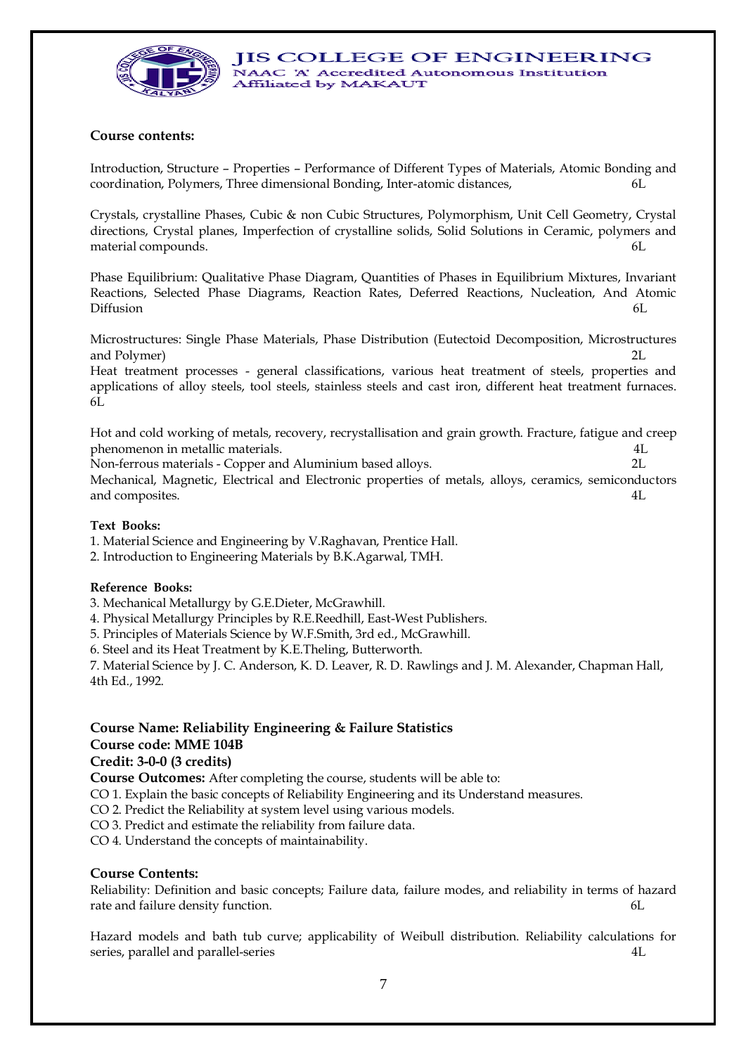**Course contents:**

Introduction, Structure – Properties – Performance of Different Types of Materials, Atomic Bonding and coordination, Polymers, Three dimensional Bonding, Inter-atomic distances, 6L

Crystals, crystalline Phases, Cubic & non Cubic Structures, Polymorphism, Unit Cell Geometry, Crystal directions, Crystal planes, Imperfection of crystalline solids, Solid Solutions in Ceramic, polymers and material compounds. 6L

Phase Equilibrium: Qualitative Phase Diagram, Quantities of Phases in Equilibrium Mixtures, Invariant Reactions, Selected Phase Diagrams, Reaction Rates, Deferred Reactions, Nucleation, And Atomic Diffusion 6L

Microstructures: Single Phase Materials, Phase Distribution (Eutectoid Decomposition, Microstructures and Polymer) 2L

Heat treatment processes - general classifications, various heat treatment of steels, properties and applications of alloy steels, tool steels, stainless steels and cast iron, different heat treatment furnaces. 6L

Hot and cold working of metals, recovery, recrystallisation and grain growth. Fracture, fatigue and creep phenomenon in metallic materials. 4L

Non-ferrous materials - Copper and Aluminium based alloys. 2L

Mechanical, Magnetic, Electrical and Electronic properties of metals, alloys, ceramics, semiconductors and composites. 4L

**Text Books:**

1. Material Science and Engineering by V.Raghavan, Prentice Hall.
2. Introduction to Engineering Materials by B.K.Agarwal, TMH.

**Reference Books:**

3. Mechanical Metallurgy by G.E.Dieter, McGrawhill.
4. Physical Metallurgy Principles by R.E.Reedhill, East-West Publishers.
5. Principles of Materials Science by W.F.Smith, 3rd ed., McGrawhill.
6. Steel and its Heat Treatment by K.E.Theling, Butterworth.
7. Material Science by J. C. Anderson, K. D. Leaver, R. D. Rawlings and J. M. Alexander, Chapman Hall, 4th Ed., 1992.

**Course Name: Reliability Engineering & Failure Statistics**
**Course code: MME 104B**
**Credit: 3-0-0 (3 credits)**

**Course Outcomes:** After completing the course, students will be able to:

CO 1. Explain the basic concepts of Reliability Engineering and its Understand measures.
CO 2. Predict the Reliability at system level using various models.
CO 3. Predict and estimate the reliability from failure data.
CO 4. Understand the concepts of maintainability.

**Course Contents:**

Reliability: Definition and basic concepts; Failure data, failure modes, and reliability in terms of hazard rate and failure density function. 6L

Hazard models and bath tub curve; applicability of Weibull distribution. Reliability calculations for series, parallel and parallel-series 4L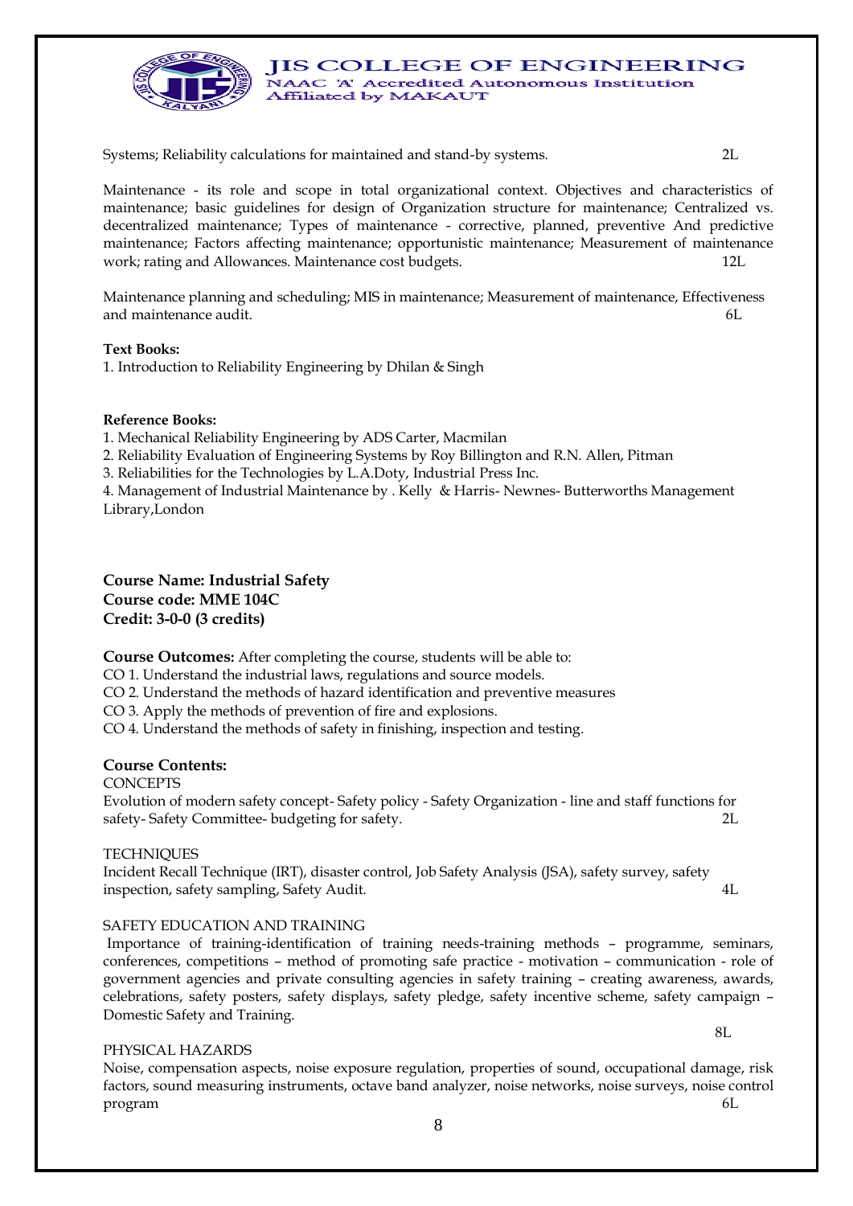Systems; Reliability calculations for maintained and stand-by systems. 2L

Maintenance - its role and scope in total organizational context. Objectives and characteristics of maintenance; basic guidelines for design of Organization structure for maintenance; Centralized vs. decentralized maintenance; Types of maintenance - corrective, planned, preventive And predictive maintenance; Factors affecting maintenance; opportunistic maintenance; Measurement of maintenance work; rating and Allowances. Maintenance cost budgets. 12L

Maintenance planning and scheduling; MIS in maintenance; Measurement of maintenance, Effectiveness and maintenance audit. 6L

**Text Books:**

1. Introduction to Reliability Engineering by Dhilan & Singh

**Reference Books:**

1. Mechanical Reliability Engineering by ADS Carter, Macmilan
2. Reliability Evaluation of Engineering Systems by Roy Billington and R.N. Allen, Pitman
3. Reliabilities for the Technologies by L.A.Doty, Industrial Press Inc.
4. Management of Industrial Maintenance by . Kelly & Harris- Newnes- Butterworths Management Library,London

**Course Name: Industrial Safety**
**Course code: MME 104C**
**Credit: 3-0-0 (3 credits)**

**Course Outcomes:** After completing the course, students will be able to:

CO 1. Understand the industrial laws, regulations and source models.
CO 2. Understand the methods of hazard identification and preventive measures
CO 3. Apply the methods of prevention of fire and explosions.
CO 4. Understand the methods of safety in finishing, inspection and testing.

**Course Contents:**

CONCEPTS

Evolution of modern safety concept- Safety policy - Safety Organization - line and staff functions for safety- Safety Committee- budgeting for safety. 2L

TECHNIQUES

Incident Recall Technique (IRT), disaster control, Job Safety Analysis (JSA), safety survey, safety inspection, safety sampling, Safety Audit. 4L

SAFETY EDUCATION AND TRAINING

Importance of training-identification of training needs-training methods – programme, seminars, conferences, competitions – method of promoting safe practice - motivation – communication - role of government agencies and private consulting agencies in safety training – creating awareness, awards, celebrations, safety posters, safety displays, safety pledge, safety incentive scheme, safety campaign – Domestic Safety and Training. 8L

PHYSICAL HAZARDS

Noise, compensation aspects, noise exposure regulation, properties of sound, occupational damage, risk factors, sound measuring instruments, octave band analyzer, noise networks, noise surveys, noise control program 6L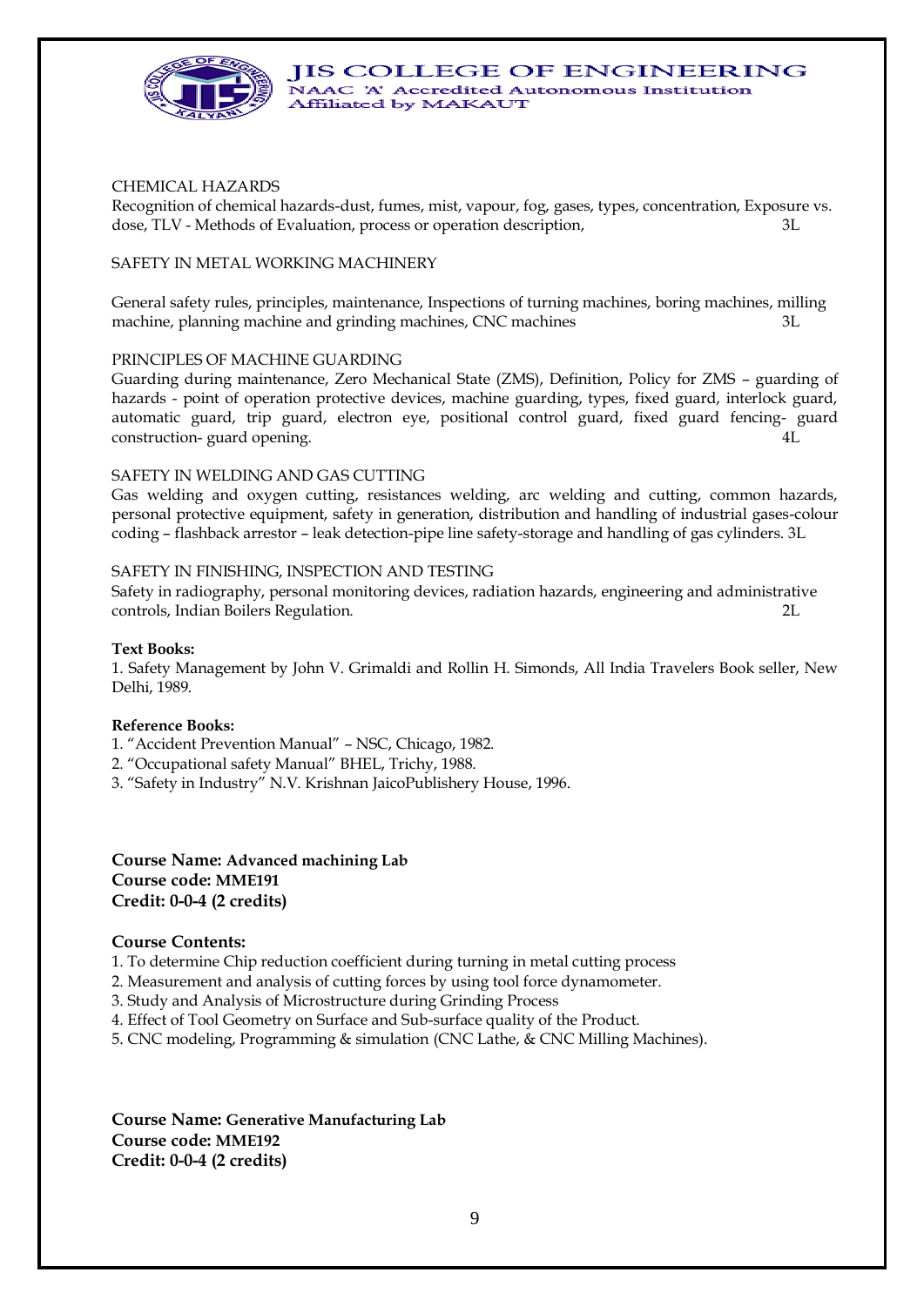CHEMICAL HAZARDS

Recognition of chemical hazards-dust, fumes, mist, vapour, fog, gases, types, concentration, Exposure vs. dose, TLV - Methods of Evaluation, process or operation description, 3L

SAFETY IN METAL WORKING MACHINERY

General safety rules, principles, maintenance, Inspections of turning machines, boring machines, milling machine, planning machine and grinding machines, CNC machines 3L

PRINCIPLES OF MACHINE GUARDING

Guarding during maintenance, Zero Mechanical State (ZMS), Definition, Policy for ZMS – guarding of hazards - point of operation protective devices, machine guarding, types, fixed guard, interlock guard, automatic guard, trip guard, electron eye, positional control guard, fixed guard fencing- guard construction- guard opening. 4L

SAFETY IN WELDING AND GAS CUTTING

Gas welding and oxygen cutting, resistances welding, arc welding and cutting, common hazards, personal protective equipment, safety in generation, distribution and handling of industrial gases-colour coding – flashback arrestor – leak detection-pipe line safety-storage and handling of gas cylinders. 3L

SAFETY IN FINISHING, INSPECTION AND TESTING

Safety in radiography, personal monitoring devices, radiation hazards, engineering and administrative controls, Indian Boilers Regulation. 2L

**Text Books:**

1. Safety Management by John V. Grimaldi and Rollin H. Simonds, All India Travelers Book seller, New Delhi, 1989.

**Reference Books:**

1. "Accident Prevention Manual" – NSC, Chicago, 1982.
2. "Occupational safety Manual" BHEL, Trichy, 1988.
3. "Safety in Industry" N.V. Krishnan JaicoPublishery House, 1996.

**Course Name: Advanced machining Lab**
**Course code: MME191**
**Credit: 0-0-4 (2 credits)**

**Course Contents:**

1. To determine Chip reduction coefficient during turning in metal cutting process
2. Measurement and analysis of cutting forces by using tool force dynamometer.
3. Study and Analysis of Microstructure during Grinding Process
4. Effect of Tool Geometry on Surface and Sub-surface quality of the Product.
5. CNC modeling, Programming & simulation (CNC Lathe, & CNC Milling Machines).

**Course Name: Generative Manufacturing Lab**
**Course code: MME192**
**Credit: 0-0-4 (2 credits)**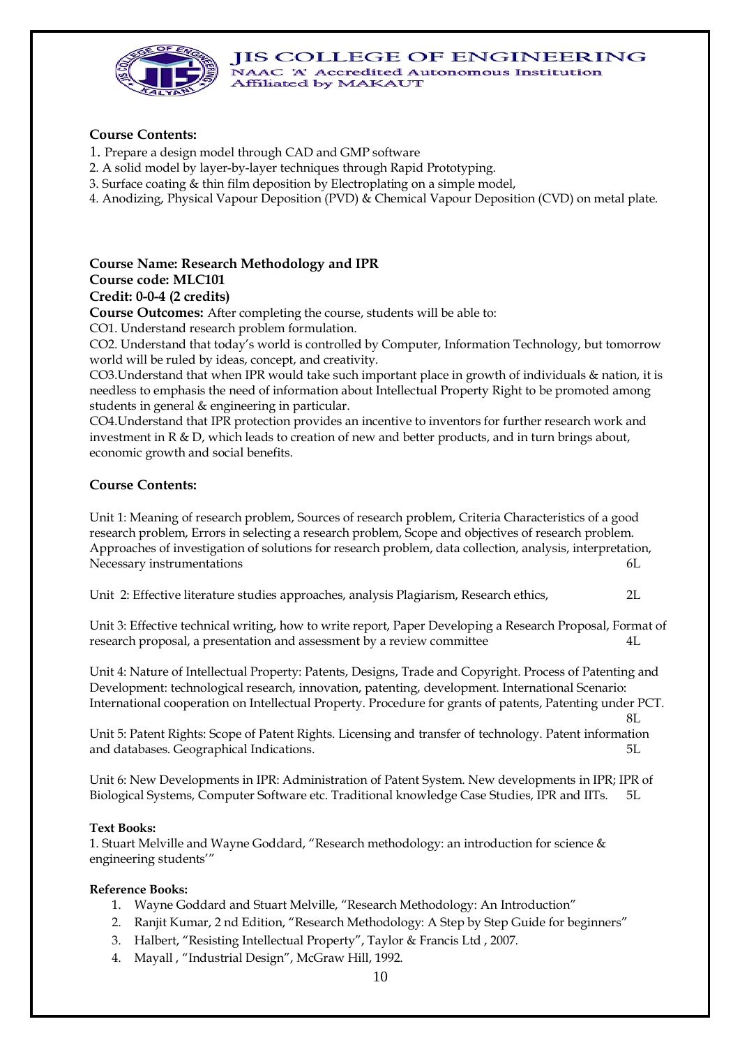**Course Contents:**

1. Prepare a design model through CAD and GMP software
2. A solid model by layer-by-layer techniques through Rapid Prototyping.
3. Surface coating & thin film deposition by Electroplating on a simple model,
4. Anodizing, Physical Vapour Deposition (PVD) & Chemical Vapour Deposition (CVD) on metal plate.

**Course Name: Research Methodology and IPR**
**Course code: MLC101**
**Credit: 0-0-4 (2 credits)**

**Course Outcomes:** After completing the course, students will be able to:

CO1. Understand research problem formulation.

CO2. Understand that today's world is controlled by Computer, Information Technology, but tomorrow world will be ruled by ideas, concept, and creativity.

CO3.Understand that when IPR would take such important place in growth of individuals & nation, it is needless to emphasis the need of information about Intellectual Property Right to be promoted among students in general & engineering in particular.

CO4.Understand that IPR protection provides an incentive to inventors for further research work and investment in R & D, which leads to creation of new and better products, and in turn brings about, economic growth and social benefits.

**Course Contents:**

Unit 1: Meaning of research problem, Sources of research problem, Criteria Characteristics of a good research problem, Errors in selecting a research problem, Scope and objectives of research problem. Approaches of investigation of solutions for research problem, data collection, analysis, interpretation, Necessary instrumentations 6L

Unit 2: Effective literature studies approaches, analysis Plagiarism, Research ethics, 2L

Unit 3: Effective technical writing, how to write report, Paper Developing a Research Proposal, Format of research proposal, a presentation and assessment by a review committee 4L

Unit 4: Nature of Intellectual Property: Patents, Designs, Trade and Copyright. Process of Patenting and Development: technological research, innovation, patenting, development. International Scenario: International cooperation on Intellectual Property. Procedure for grants of patents, Patenting under PCT. 8L

Unit 5: Patent Rights: Scope of Patent Rights. Licensing and transfer of technology. Patent information and databases. Geographical Indications. 5L

Unit 6: New Developments in IPR: Administration of Patent System. New developments in IPR; IPR of Biological Systems, Computer Software etc. Traditional knowledge Case Studies, IPR and IITs. 5L

**Text Books:**

1. Stuart Melville and Wayne Goddard, "Research methodology: an introduction for science & engineering students'"

**Reference Books:**

1. Wayne Goddard and Stuart Melville, "Research Methodology: An Introduction"
2. Ranjit Kumar, 2 nd Edition, "Research Methodology: A Step by Step Guide for beginners"
3. Halbert, "Resisting Intellectual Property", Taylor & Francis Ltd , 2007.
4. Mayall , "Industrial Design", McGraw Hill, 1992.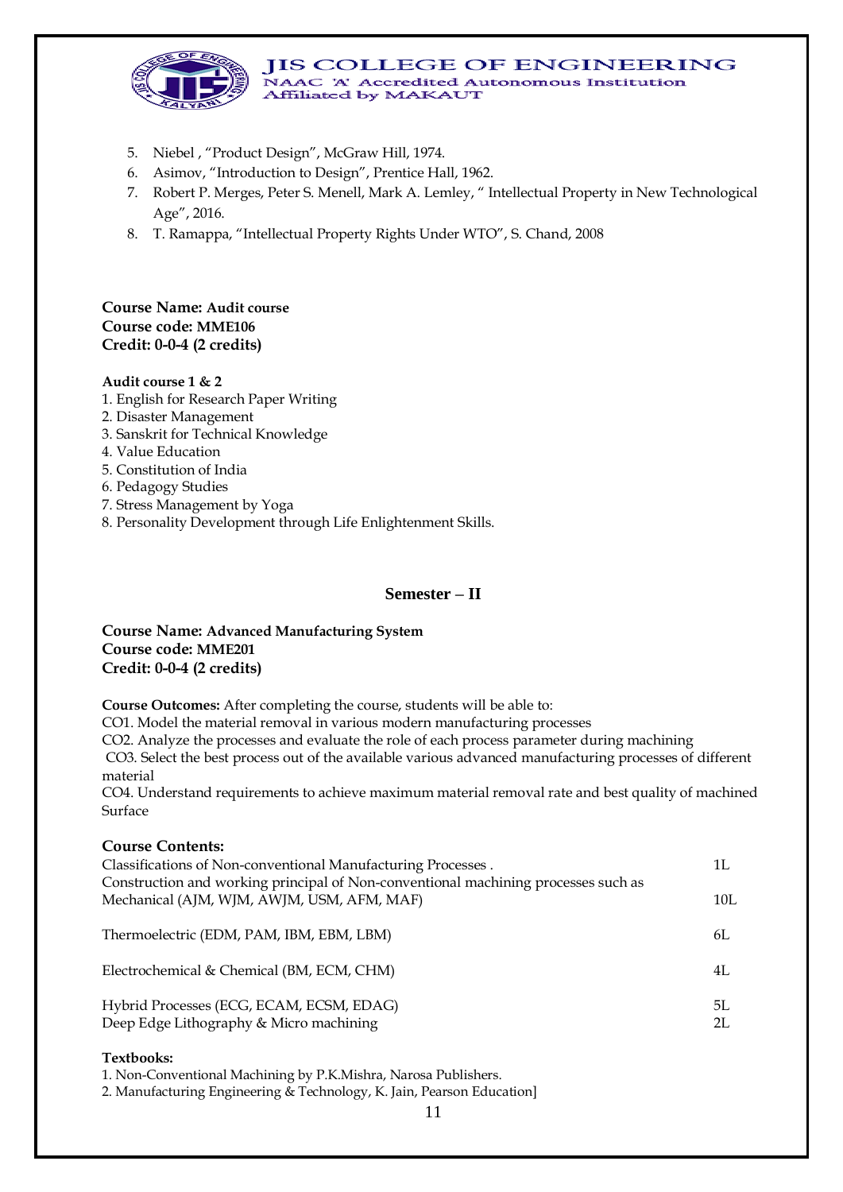5. Niebel , "Product Design", McGraw Hill, 1974.
6. Asimov, "Introduction to Design", Prentice Hall, 1962.
7. Robert P. Merges, Peter S. Menell, Mark A. Lemley, " Intellectual Property in New Technological Age", 2016.
8. T. Ramappa, "Intellectual Property Rights Under WTO", S. Chand, 2008

**Course Name: Audit course**
**Course code: MME106**
**Credit: 0-0-4 (2 credits)**

**Audit course 1 & 2**

1. English for Research Paper Writing
2. Disaster Management
3. Sanskrit for Technical Knowledge
4. Value Education
5. Constitution of India
6. Pedagogy Studies
7. Stress Management by Yoga
8. Personality Development through Life Enlightenment Skills.

## Semester – II

**Course Name: Advanced Manufacturing System**
**Course code: MME201**
**Credit: 0-0-4 (2 credits)**

**Course Outcomes:** After completing the course, students will be able to:

CO1. Model the material removal in various modern manufacturing processes
CO2. Analyze the processes and evaluate the role of each process parameter during machining
CO3. Select the best process out of the available various advanced manufacturing processes of different material
CO4. Understand requirements to achieve maximum material removal rate and best quality of machined Surface

**Course Contents:**

| | |
|---|---|
| Classifications of Non-conventional Manufacturing Processes . | 1L |
| Construction and working principal of Non-conventional machining processes such as Mechanical (AJM, WJM, AWJM, USM, AFM, MAF) | 10L |
| Thermoelectric (EDM, PAM, IBM, EBM, LBM) | 6L |
| Electrochemical & Chemical (BM, ECM, CHM) | 4L |
| Hybrid Processes (ECG, ECAM, ECSM, EDAG) | 5L |
| Deep Edge Lithography & Micro machining | 2L |

**Textbooks:**

1. Non-Conventional Machining by P.K.Mishra, Narosa Publishers.
2. Manufacturing Engineering & Technology, K. Jain, Pearson Education]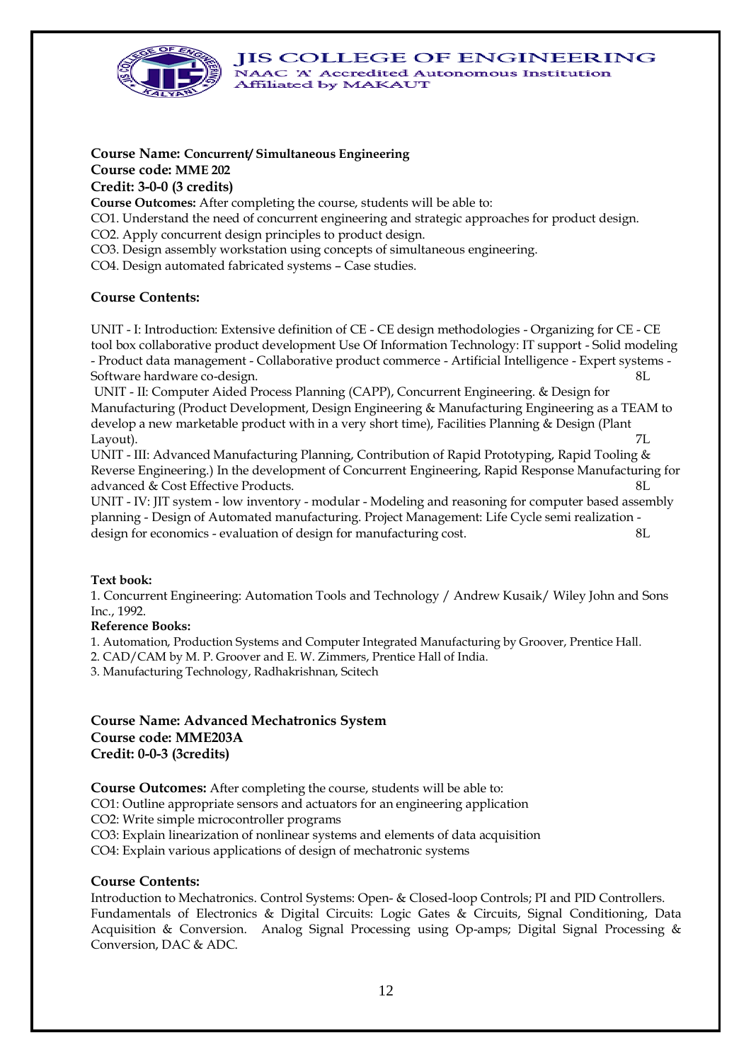**Course Name: Concurrent/ Simultaneous Engineering**
**Course code: MME 202**
**Credit: 3-0-0 (3 credits)**

**Course Outcomes:** After completing the course, students will be able to:

CO1. Understand the need of concurrent engineering and strategic approaches for product design.
CO2. Apply concurrent design principles to product design.
CO3. Design assembly workstation using concepts of simultaneous engineering.
CO4. Design automated fabricated systems – Case studies.

**Course Contents:**

UNIT - I: Introduction: Extensive definition of CE - CE design methodologies - Organizing for CE - CE tool box collaborative product development Use Of Information Technology: IT support - Solid modeling - Product data management - Collaborative product commerce - Artificial Intelligence - Expert systems - Software hardware co-design. 8L

UNIT - II: Computer Aided Process Planning (CAPP), Concurrent Engineering. & Design for Manufacturing (Product Development, Design Engineering & Manufacturing Engineering as a TEAM to develop a new marketable product with in a very short time), Facilities Planning & Design (Plant Layout). 7L

UNIT - III: Advanced Manufacturing Planning, Contribution of Rapid Prototyping, Rapid Tooling & Reverse Engineering.) In the development of Concurrent Engineering, Rapid Response Manufacturing for advanced & Cost Effective Products. 8L

UNIT - IV: JIT system - low inventory - modular - Modeling and reasoning for computer based assembly planning - Design of Automated manufacturing. Project Management: Life Cycle semi realization - design for economics - evaluation of design for manufacturing cost. 8L

**Text book:**

1. Concurrent Engineering: Automation Tools and Technology / Andrew Kusaik/ Wiley John and Sons Inc., 1992.

**Reference Books:**

1. Automation, Production Systems and Computer Integrated Manufacturing by Groover, Prentice Hall.
2. CAD/CAM by M. P. Groover and E. W. Zimmers, Prentice Hall of India.
3. Manufacturing Technology, Radhakrishnan, Scitech

**Course Name: Advanced Mechatronics System**
**Course code: MME203A**
**Credit: 0-0-3 (3credits)**

**Course Outcomes:** After completing the course, students will be able to:

CO1: Outline appropriate sensors and actuators for an engineering application
CO2: Write simple microcontroller programs
CO3: Explain linearization of nonlinear systems and elements of data acquisition
CO4: Explain various applications of design of mechatronic systems

**Course Contents:**

Introduction to Mechatronics. Control Systems: Open- & Closed-loop Controls; PI and PID Controllers. Fundamentals of Electronics & Digital Circuits: Logic Gates & Circuits, Signal Conditioning, Data Acquisition & Conversion. Analog Signal Processing using Op-amps; Digital Signal Processing & Conversion, DAC & ADC.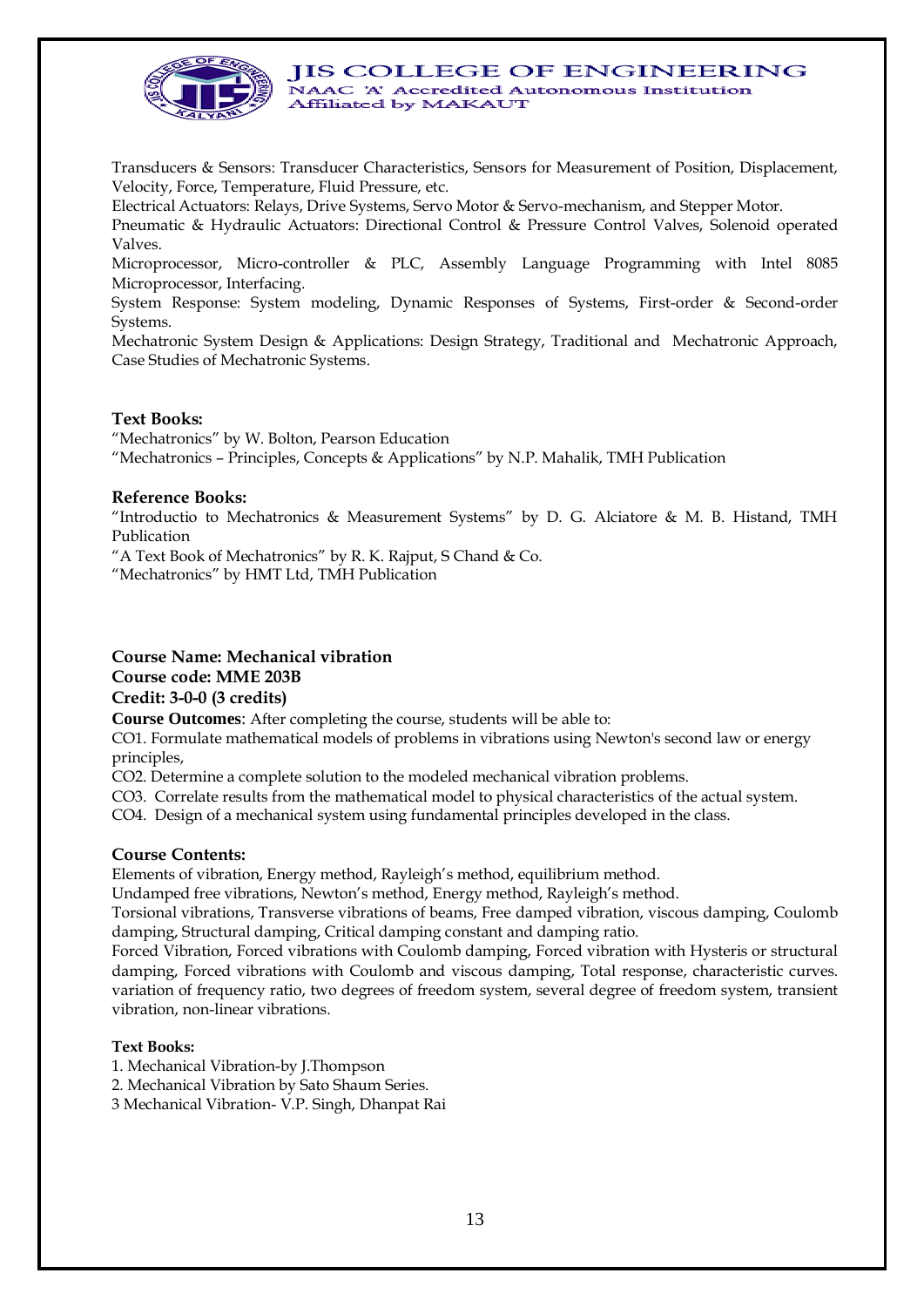Transducers & Sensors: Transducer Characteristics, Sensors for Measurement of Position, Displacement, Velocity, Force, Temperature, Fluid Pressure, etc.

Electrical Actuators: Relays, Drive Systems, Servo Motor & Servo-mechanism, and Stepper Motor.

Pneumatic & Hydraulic Actuators: Directional Control & Pressure Control Valves, Solenoid operated Valves.

Microprocessor, Micro-controller & PLC, Assembly Language Programming with Intel 8085 Microprocessor, Interfacing.

System Response: System modeling, Dynamic Responses of Systems, First-order & Second-order Systems.

Mechatronic System Design & Applications: Design Strategy, Traditional and Mechatronic Approach, Case Studies of Mechatronic Systems.

**Text Books:**

"Mechatronics" by W. Bolton, Pearson Education

"Mechatronics – Principles, Concepts & Applications" by N.P. Mahalik, TMH Publication

**Reference Books:**

"Introductio to Mechatronics & Measurement Systems" by D. G. Alciatore & M. B. Histand, TMH Publication

"A Text Book of Mechatronics" by R. K. Rajput, S Chand & Co.

"Mechatronics" by HMT Ltd, TMH Publication

**Course Name: Mechanical vibration**
**Course code: MME 203B**
**Credit: 3-0-0 (3 credits)**

**Course Outcomes**: After completing the course, students will be able to:

CO1. Formulate mathematical models of problems in vibrations using Newton's second law or energy principles,

CO2. Determine a complete solution to the modeled mechanical vibration problems.

CO3. Correlate results from the mathematical model to physical characteristics of the actual system.

CO4. Design of a mechanical system using fundamental principles developed in the class.

**Course Contents:**

Elements of vibration, Energy method, Rayleigh's method, equilibrium method.

Undamped free vibrations, Newton's method, Energy method, Rayleigh's method.

Torsional vibrations, Transverse vibrations of beams, Free damped vibration, viscous damping, Coulomb damping, Structural damping, Critical damping constant and damping ratio.

Forced Vibration, Forced vibrations with Coulomb damping, Forced vibration with Hysteris or structural damping, Forced vibrations with Coulomb and viscous damping, Total response, characteristic curves. variation of frequency ratio, two degrees of freedom system, several degree of freedom system, transient vibration, non-linear vibrations.

**Text Books:**

1. Mechanical Vibration-by J.Thompson
2. Mechanical Vibration by Sato Shaum Series.
3 Mechanical Vibration- V.P. Singh, Dhanpat Rai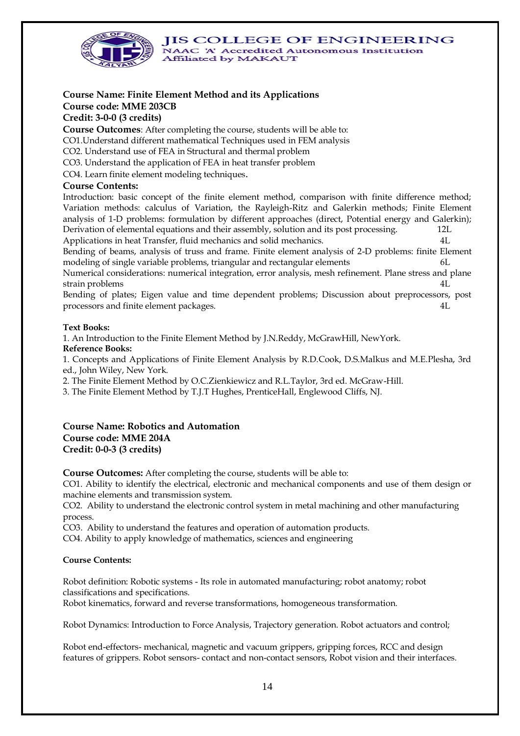**Course Name: Finite Element Method and its Applications**
**Course code: MME 203CB**
**Credit: 3-0-0 (3 credits)**

**Course Outcomes**: After completing the course, students will be able to:

CO1.Understand different mathematical Techniques used in FEM analysis

CO2. Understand use of FEA in Structural and thermal problem

CO3. Understand the application of FEA in heat transfer problem

CO4. Learn finite element modeling techniques.

**Course Contents:**

Introduction: basic concept of the finite element method, comparison with finite difference method; Variation methods: calculus of Variation, the Rayleigh-Ritz and Galerkin methods; Finite Element analysis of 1-D problems: formulation by different approaches (direct, Potential energy and Galerkin); Derivation of elemental equations and their assembly, solution and its post processing. 12L

Applications in heat Transfer, fluid mechanics and solid mechanics. 4L

Bending of beams, analysis of truss and frame. Finite element analysis of 2-D problems: finite Element modeling of single variable problems, triangular and rectangular elements 6L

Numerical considerations: numerical integration, error analysis, mesh refinement. Plane stress and plane strain problems 4L

Bending of plates; Eigen value and time dependent problems; Discussion about preprocessors, post processors and finite element packages. 4L

**Text Books:**

1. An Introduction to the Finite Element Method by J.N.Reddy, McGrawHill, NewYork.

**Reference Books:**

1. Concepts and Applications of Finite Element Analysis by R.D.Cook, D.S.Malkus and M.E.Plesha, 3rd ed., John Wiley, New York.
2. The Finite Element Method by O.C.Zienkiewicz and R.L.Taylor, 3rd ed. McGraw-Hill.
3. The Finite Element Method by T.J.T Hughes, PrenticeHall, Englewood Cliffs, NJ.

**Course Name: Robotics and Automation**
**Course code: MME 204A**
**Credit: 0-0-3 (3 credits)**

**Course Outcomes:** After completing the course, students will be able to:

CO1. Ability to identify the electrical, electronic and mechanical components and use of them design or machine elements and transmission system.

CO2. Ability to understand the electronic control system in metal machining and other manufacturing process.

CO3. Ability to understand the features and operation of automation products.

CO4. Ability to apply knowledge of mathematics, sciences and engineering

**Course Contents:**

Robot definition: Robotic systems - Its role in automated manufacturing; robot anatomy; robot classifications and specifications.

Robot kinematics, forward and reverse transformations, homogeneous transformation.

Robot Dynamics: Introduction to Force Analysis, Trajectory generation. Robot actuators and control;

Robot end-effectors- mechanical, magnetic and vacuum grippers, gripping forces, RCC and design features of grippers. Robot sensors- contact and non-contact sensors, Robot vision and their interfaces.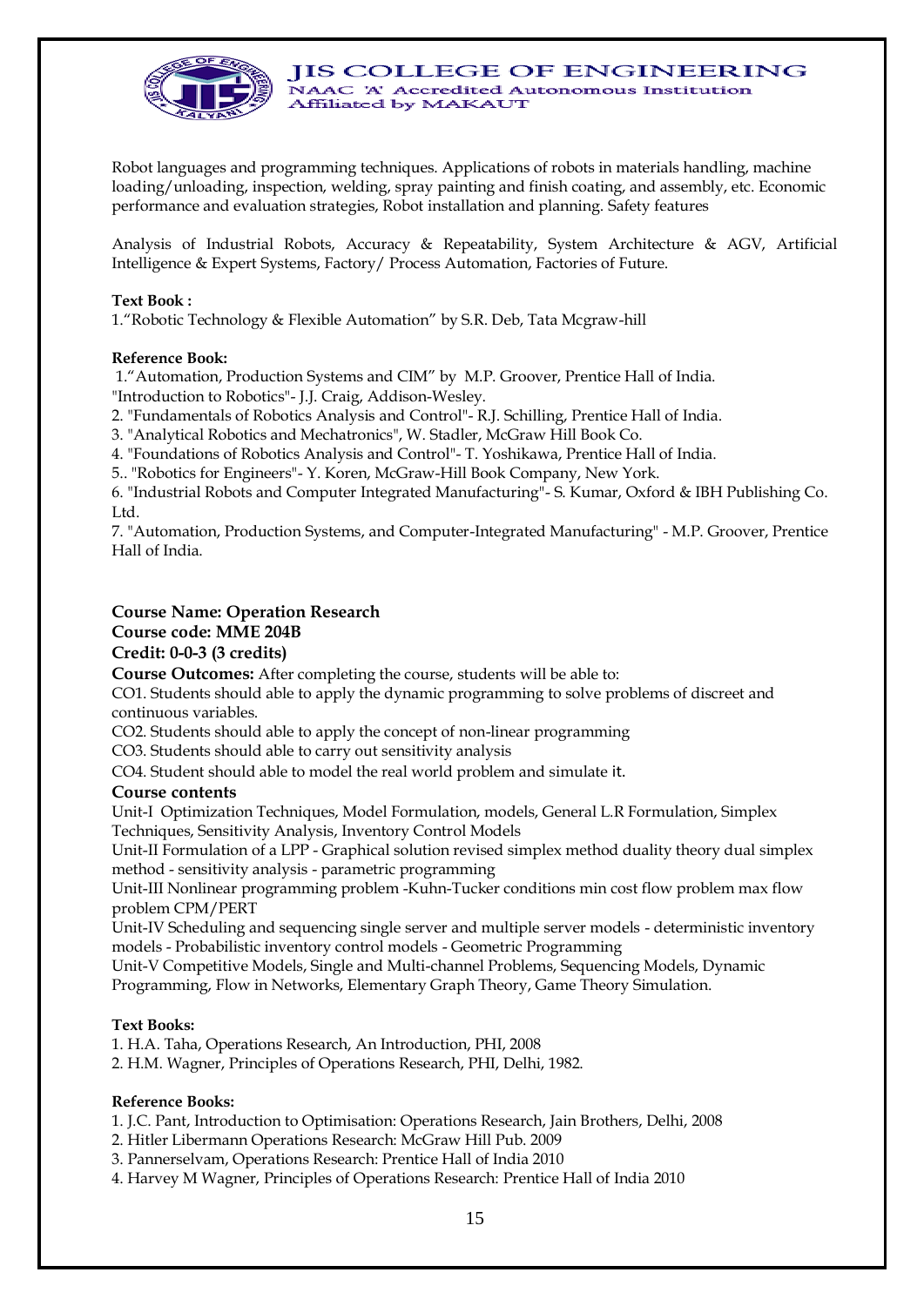Robot languages and programming techniques. Applications of robots in materials handling, machine loading/unloading, inspection, welding, spray painting and finish coating, and assembly, etc. Economic performance and evaluation strategies, Robot installation and planning. Safety features

Analysis of Industrial Robots, Accuracy & Repeatability, System Architecture & AGV, Artificial Intelligence & Expert Systems, Factory/ Process Automation, Factories of Future.

**Text Book :**

1."Robotic Technology & Flexible Automation" by S.R. Deb, Tata Mcgraw-hill

**Reference Book:**

1."Automation, Production Systems and CIM" by M.P. Groover, Prentice Hall of India.
"Introduction to Robotics"- J.J. Craig, Addison-Wesley.
2. "Fundamentals of Robotics Analysis and Control"- R.J. Schilling, Prentice Hall of India.
3. "Analytical Robotics and Mechatronics", W. Stadler, McGraw Hill Book Co.
4. "Foundations of Robotics Analysis and Control"- T. Yoshikawa, Prentice Hall of India.
5.. "Robotics for Engineers"- Y. Koren, McGraw-Hill Book Company, New York.
6. "Industrial Robots and Computer Integrated Manufacturing"- S. Kumar, Oxford & IBH Publishing Co. Ltd.
7. "Automation, Production Systems, and Computer-Integrated Manufacturing" - M.P. Groover, Prentice Hall of India.

**Course Name: Operation Research**
**Course code: MME 204B**
**Credit: 0-0-3 (3 credits)**

**Course Outcomes:** After completing the course, students will be able to:

CO1. Students should able to apply the dynamic programming to solve problems of discreet and continuous variables.
CO2. Students should able to apply the concept of non-linear programming
CO3. Students should able to carry out sensitivity analysis
CO4. Student should able to model the real world problem and simulate it.

**Course contents**

Unit-I Optimization Techniques, Model Formulation, models, General L.R Formulation, Simplex Techniques, Sensitivity Analysis, Inventory Control Models

Unit-II Formulation of a LPP - Graphical solution revised simplex method duality theory dual simplex method - sensitivity analysis - parametric programming

Unit-III Nonlinear programming problem -Kuhn-Tucker conditions min cost flow problem max flow problem CPM/PERT

Unit-IV Scheduling and sequencing single server and multiple server models - deterministic inventory models - Probabilistic inventory control models - Geometric Programming

Unit-V Competitive Models, Single and Multi-channel Problems, Sequencing Models, Dynamic Programming, Flow in Networks, Elementary Graph Theory, Game Theory Simulation.

**Text Books:**

1. H.A. Taha, Operations Research, An Introduction, PHI, 2008
2. H.M. Wagner, Principles of Operations Research, PHI, Delhi, 1982.

**Reference Books:**

1. J.C. Pant, Introduction to Optimisation: Operations Research, Jain Brothers, Delhi, 2008
2. Hitler Libermann Operations Research: McGraw Hill Pub. 2009
3. Pannerselvam, Operations Research: Prentice Hall of India 2010
4. Harvey M Wagner, Principles of Operations Research: Prentice Hall of India 2010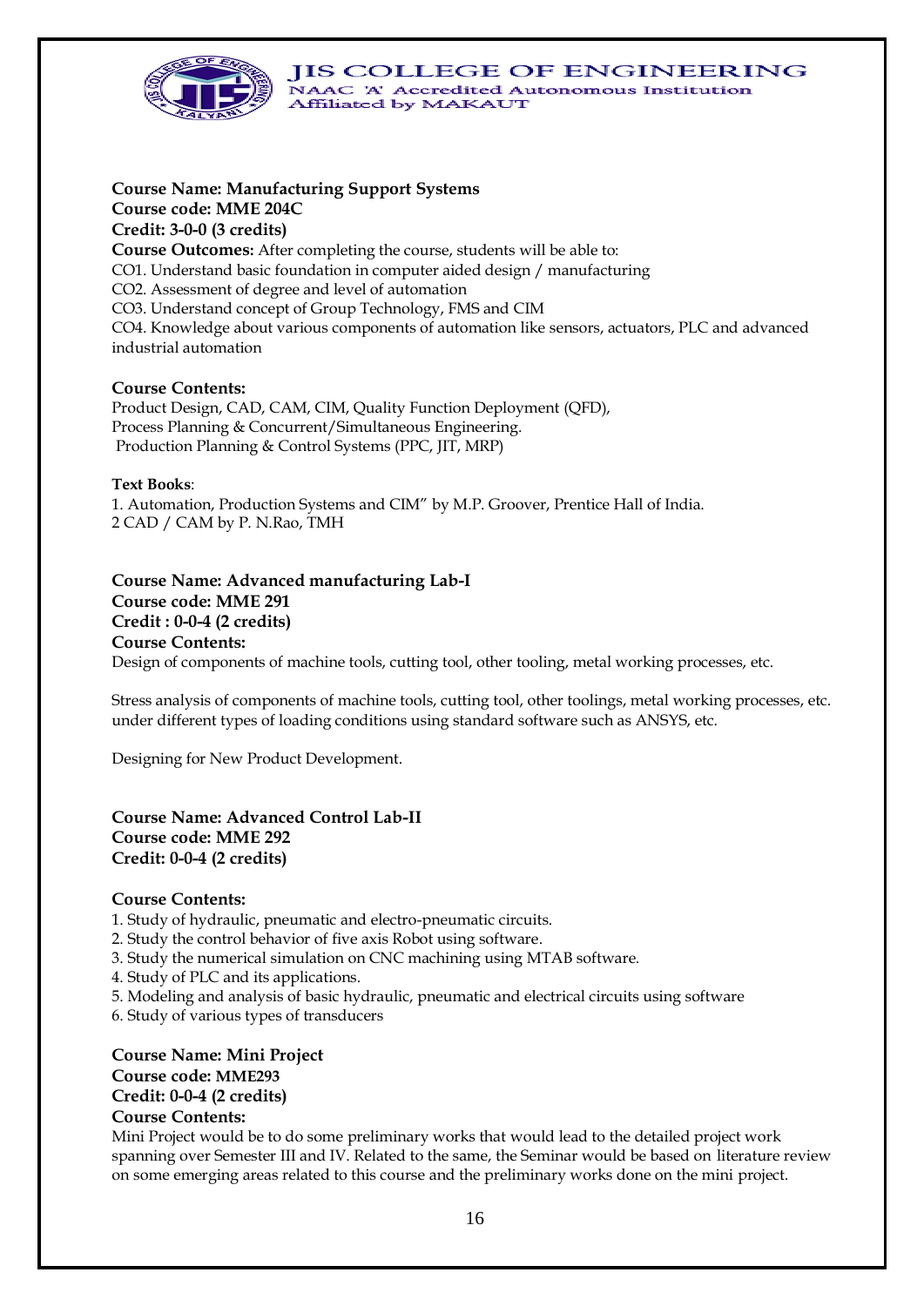**Course Name: Manufacturing Support Systems**
**Course code: MME 204C**
**Credit: 3-0-0 (3 credits)**
**Course Outcomes:** After completing the course, students will be able to:
CO1. Understand basic foundation in computer aided design / manufacturing
CO2. Assessment of degree and level of automation
CO3. Understand concept of Group Technology, FMS and CIM
CO4. Knowledge about various components of automation like sensors, actuators, PLC and advanced industrial automation

**Course Contents:**
Product Design, CAD, CAM, CIM, Quality Function Deployment (QFD),
Process Planning & Concurrent/Simultaneous Engineering.
Production Planning & Control Systems (PPC, JIT, MRP)

**Text Books**:
1. Automation, Production Systems and CIM" by M.P. Groover, Prentice Hall of India.
2 CAD / CAM by P. N.Rao, TMH

**Course Name: Advanced manufacturing Lab-I**
**Course code: MME 291**
**Credit : 0-0-4 (2 credits)**
**Course Contents:**
Design of components of machine tools, cutting tool, other tooling, metal working processes, etc.

Stress analysis of components of machine tools, cutting tool, other toolings, metal working processes, etc. under different types of loading conditions using standard software such as ANSYS, etc.

Designing for New Product Development.

**Course Name: Advanced Control Lab-II**
**Course code: MME 292**
**Credit: 0-0-4 (2 credits)**

**Course Contents:**
1. Study of hydraulic, pneumatic and electro-pneumatic circuits.
2. Study the control behavior of five axis Robot using software.
3. Study the numerical simulation on CNC machining using MTAB software.
4. Study of PLC and its applications.
5. Modeling and analysis of basic hydraulic, pneumatic and electrical circuits using software
6. Study of various types of transducers

**Course Name: Mini Project**
**Course code: MME293**
**Credit: 0-0-4 (2 credits)**
**Course Contents:**
Mini Project would be to do some preliminary works that would lead to the detailed project work spanning over Semester III and IV. Related to the same, the Seminar would be based on literature review on some emerging areas related to this course and the preliminary works done on the mini project.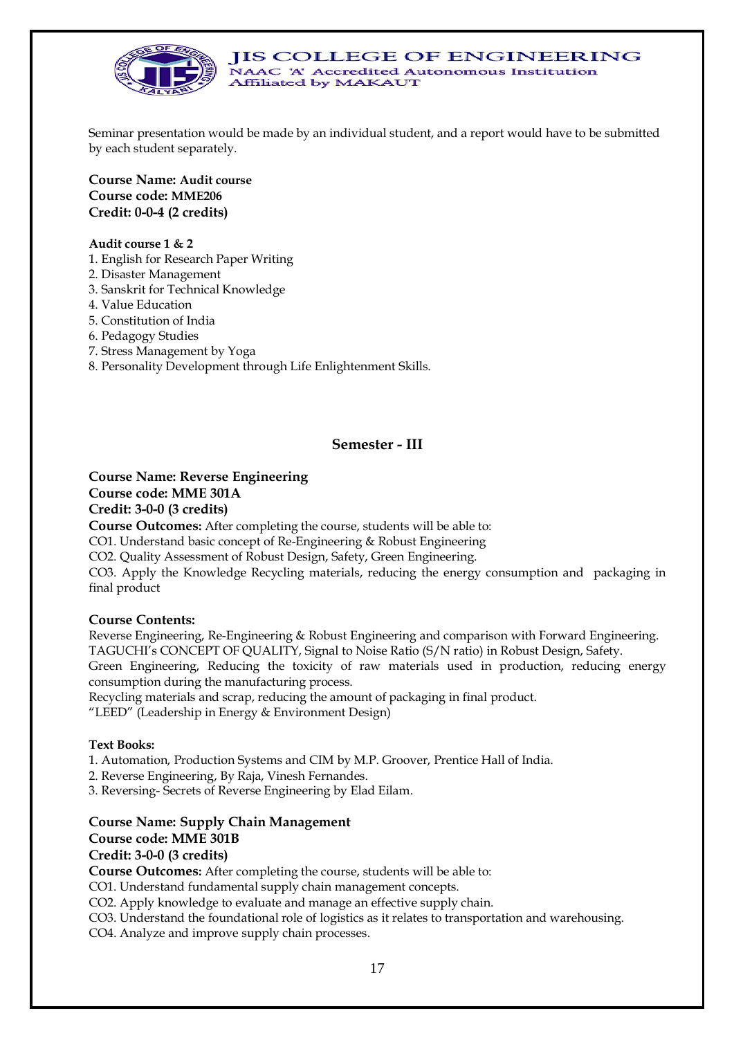Seminar presentation would be made by an individual student, and a report would have to be submitted by each student separately.

**Course Name: Audit course**
**Course code: MME206**
**Credit: 0-0-4 (2 credits)**

**Audit course 1 & 2**

1. English for Research Paper Writing
2. Disaster Management
3. Sanskrit for Technical Knowledge
4. Value Education
5. Constitution of India
6. Pedagogy Studies
7. Stress Management by Yoga
8. Personality Development through Life Enlightenment Skills.

## Semester - III

**Course Name: Reverse Engineering**
**Course code: MME 301A**
**Credit: 3-0-0 (3 credits)**
**Course Outcomes:** After completing the course, students will be able to:
CO1. Understand basic concept of Re-Engineering & Robust Engineering
CO2. Quality Assessment of Robust Design, Safety, Green Engineering.
CO3. Apply the Knowledge Recycling materials, reducing the energy consumption and packaging in final product

**Course Contents:**
Reverse Engineering, Re-Engineering & Robust Engineering and comparison with Forward Engineering.
TAGUCHI's CONCEPT OF QUALITY, Signal to Noise Ratio (S/N ratio) in Robust Design, Safety.
Green Engineering, Reducing the toxicity of raw materials used in production, reducing energy consumption during the manufacturing process.
Recycling materials and scrap, reducing the amount of packaging in final product.
"LEED" (Leadership in Energy & Environment Design)

**Text Books:**

1. Automation, Production Systems and CIM by M.P. Groover, Prentice Hall of India.
2. Reverse Engineering, By Raja, Vinesh Fernandes.
3. Reversing- Secrets of Reverse Engineering by Elad Eilam.

**Course Name: Supply Chain Management**
**Course code: MME 301B**
**Credit: 3-0-0 (3 credits)**
**Course Outcomes:** After completing the course, students will be able to:
CO1. Understand fundamental supply chain management concepts.
CO2. Apply knowledge to evaluate and manage an effective supply chain.
CO3. Understand the foundational role of logistics as it relates to transportation and warehousing.
CO4. Analyze and improve supply chain processes.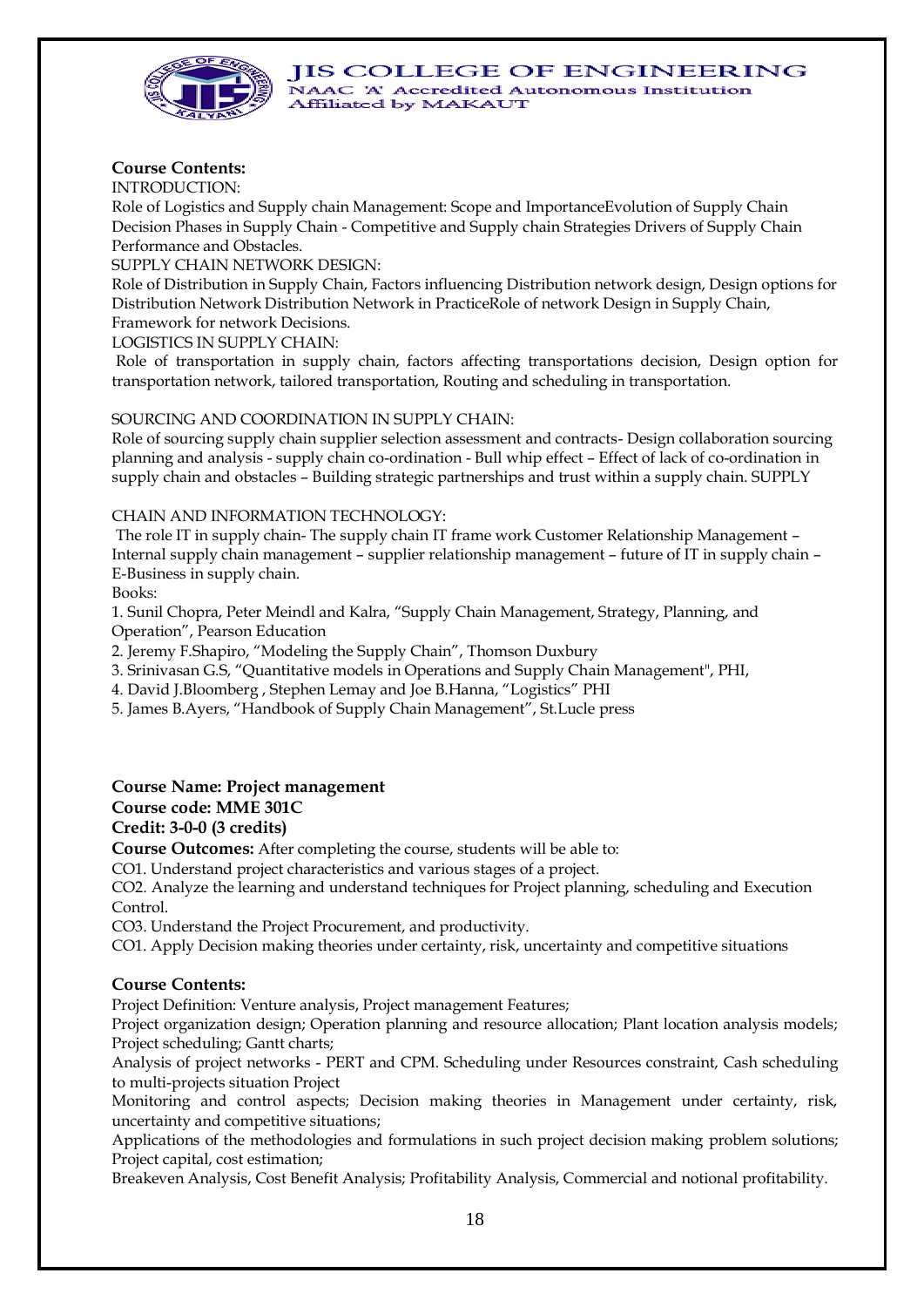**Course Contents:**

INTRODUCTION:

Role of Logistics and Supply chain Management: Scope and ImportanceEvolution of Supply Chain Decision Phases in Supply Chain - Competitive and Supply chain Strategies Drivers of Supply Chain Performance and Obstacles.

SUPPLY CHAIN NETWORK DESIGN:

Role of Distribution in Supply Chain, Factors influencing Distribution network design, Design options for Distribution Network Distribution Network in PracticeRole of network Design in Supply Chain, Framework for network Decisions.

LOGISTICS IN SUPPLY CHAIN:

Role of transportation in supply chain, factors affecting transportations decision, Design option for transportation network, tailored transportation, Routing and scheduling in transportation.

SOURCING AND COORDINATION IN SUPPLY CHAIN:

Role of sourcing supply chain supplier selection assessment and contracts- Design collaboration sourcing planning and analysis - supply chain co-ordination - Bull whip effect – Effect of lack of co-ordination in supply chain and obstacles – Building strategic partnerships and trust within a supply chain. SUPPLY

CHAIN AND INFORMATION TECHNOLOGY:

The role IT in supply chain- The supply chain IT frame work Customer Relationship Management – Internal supply chain management – supplier relationship management – future of IT in supply chain – E-Business in supply chain.

Books:

1. Sunil Chopra, Peter Meindl and Kalra, "Supply Chain Management, Strategy, Planning, and Operation", Pearson Education
2. Jeremy F.Shapiro, "Modeling the Supply Chain", Thomson Duxbury
3. Srinivasan G.S, "Quantitative models in Operations and Supply Chain Management", PHI,
4. David J.Bloomberg , Stephen Lemay and Joe B.Hanna, "Logistics" PHI
5. James B.Ayers, "Handbook of Supply Chain Management", St.Lucle press

**Course Name: Project management**
**Course code: MME 301C**
**Credit: 3-0-0 (3 credits)**

**Course Outcomes:** After completing the course, students will be able to:

CO1. Understand project characteristics and various stages of a project.

CO2. Analyze the learning and understand techniques for Project planning, scheduling and Execution Control.

CO3. Understand the Project Procurement, and productivity.

CO1. Apply Decision making theories under certainty, risk, uncertainty and competitive situations

**Course Contents:**

Project Definition: Venture analysis, Project management Features;

Project organization design; Operation planning and resource allocation; Plant location analysis models; Project scheduling; Gantt charts;

Analysis of project networks - PERT and CPM. Scheduling under Resources constraint, Cash scheduling to multi-projects situation Project

Monitoring and control aspects; Decision making theories in Management under certainty, risk, uncertainty and competitive situations;

Applications of the methodologies and formulations in such project decision making problem solutions; Project capital, cost estimation;

Breakeven Analysis, Cost Benefit Analysis; Profitability Analysis, Commercial and notional profitability.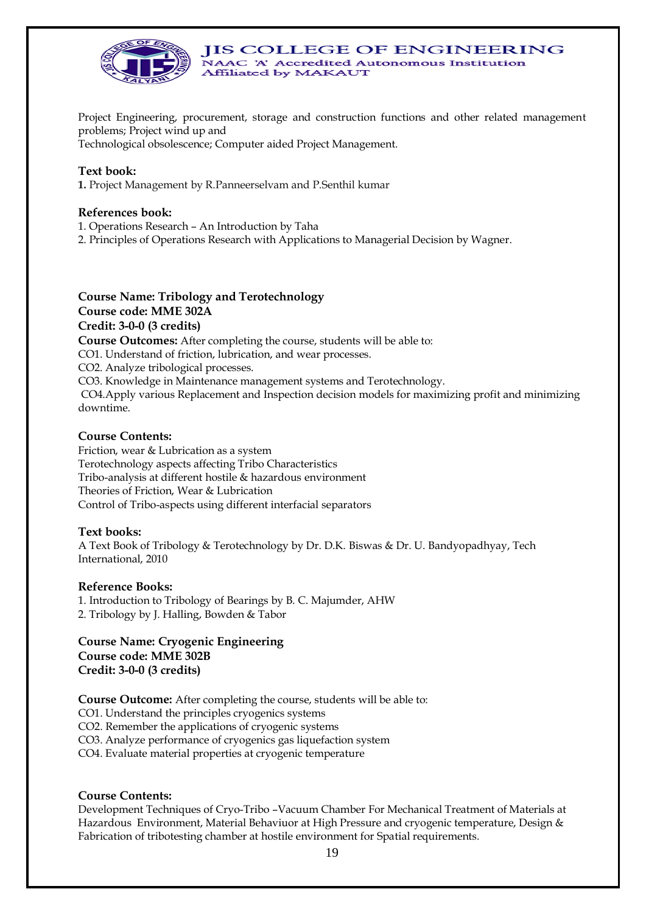Project Engineering, procurement, storage and construction functions and other related management problems; Project wind up and
Technological obsolescence; Computer aided Project Management.

**Text book:**
**1.** Project Management by R.Panneerselvam and P.Senthil kumar

**References book:**
1. Operations Research – An Introduction by Taha
2. Principles of Operations Research with Applications to Managerial Decision by Wagner.

**Course Name: Tribology and Terotechnology**
**Course code: MME 302A**
**Credit: 3-0-0 (3 credits)**
**Course Outcomes:** After completing the course, students will be able to:
CO1. Understand of friction, lubrication, and wear processes.
CO2. Analyze tribological processes.
CO3. Knowledge in Maintenance management systems and Terotechnology.
CO4.Apply various Replacement and Inspection decision models for maximizing profit and minimizing downtime.

**Course Contents:**
Friction, wear & Lubrication as a system
Terotechnology aspects affecting Tribo Characteristics
Tribo-analysis at different hostile & hazardous environment
Theories of Friction, Wear & Lubrication
Control of Tribo-aspects using different interfacial separators

**Text books:**
A Text Book of Tribology & Terotechnology by Dr. D.K. Biswas & Dr. U. Bandyopadhyay, Tech International, 2010

**Reference Books:**
1. Introduction to Tribology of Bearings by B. C. Majumder, AHW
2. Tribology by J. Halling, Bowden & Tabor

**Course Name: Cryogenic Engineering**
**Course code: MME 302B**
**Credit: 3-0-0 (3 credits)**

**Course Outcome:** After completing the course, students will be able to:
CO1. Understand the principles cryogenics systems
CO2. Remember the applications of cryogenic systems
CO3. Analyze performance of cryogenics gas liquefaction system
CO4. Evaluate material properties at cryogenic temperature

**Course Contents:**
Development Techniques of Cryo-Tribo –Vacuum Chamber For Mechanical Treatment of Materials at Hazardous Environment, Material Behaviuor at High Pressure and cryogenic temperature, Design & Fabrication of tribotesting chamber at hostile environment for Spatial requirements.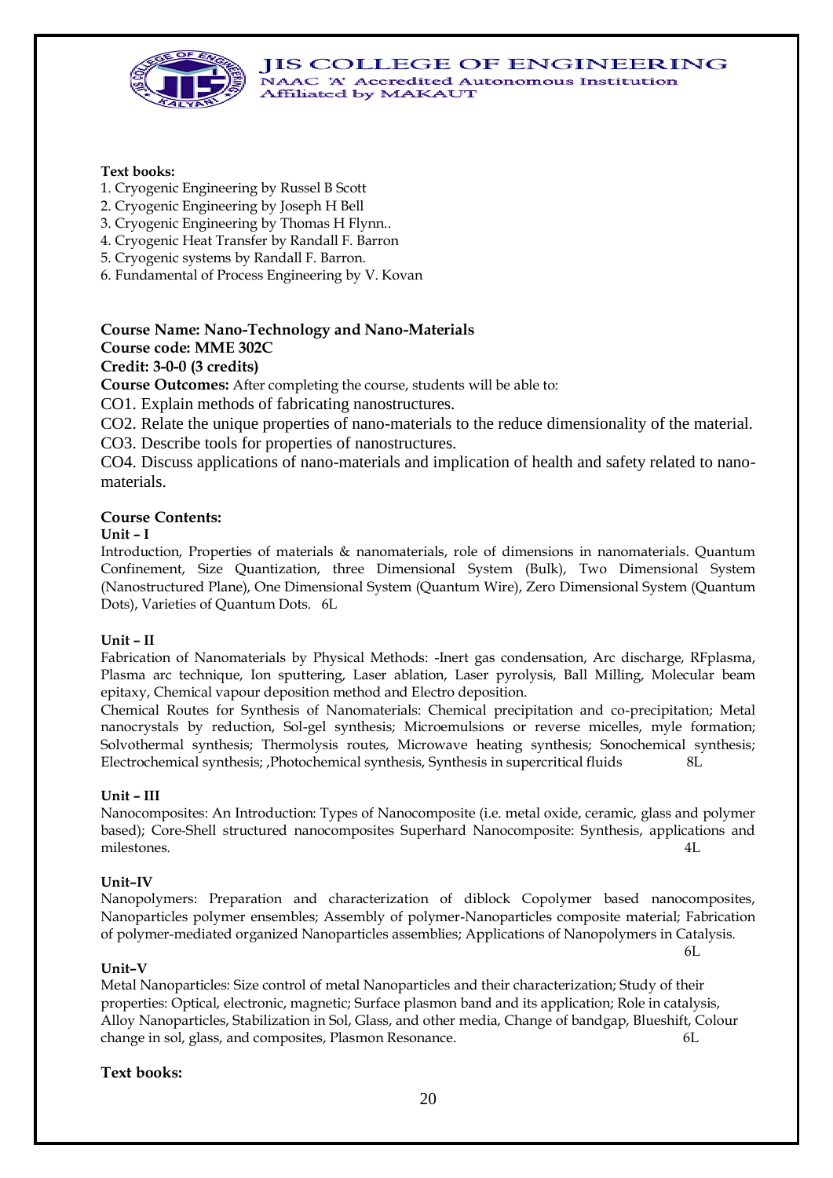**Text books:**

1. Cryogenic Engineering by Russel B Scott
2. Cryogenic Engineering by Joseph H Bell
3. Cryogenic Engineering by Thomas H Flynn..
4. Cryogenic Heat Transfer by Randall F. Barron
5. Cryogenic systems by Randall F. Barron.
6. Fundamental of Process Engineering by V. Kovan

**Course Name: Nano-Technology and Nano-Materials**
**Course code: MME 302C**
**Credit: 3-0-0 (3 credits)**

**Course Outcomes:** After completing the course, students will be able to:

CO1. Explain methods of fabricating nanostructures.

CO2. Relate the unique properties of nano-materials to the reduce dimensionality of the material.

CO3. Describe tools for properties of nanostructures.

CO4. Discuss applications of nano-materials and implication of health and safety related to nano-materials.

**Course Contents:**

**Unit – I**

Introduction, Properties of materials & nanomaterials, role of dimensions in nanomaterials. Quantum Confinement, Size Quantization, three Dimensional System (Bulk), Two Dimensional System (Nanostructured Plane), One Dimensional System (Quantum Wire), Zero Dimensional System (Quantum Dots), Varieties of Quantum Dots. 6L

**Unit – II**

Fabrication of Nanomaterials by Physical Methods: -Inert gas condensation, Arc discharge, RFplasma, Plasma arc technique, Ion sputtering, Laser ablation, Laser pyrolysis, Ball Milling, Molecular beam epitaxy, Chemical vapour deposition method and Electro deposition.

Chemical Routes for Synthesis of Nanomaterials: Chemical precipitation and co-precipitation; Metal nanocrystals by reduction, Sol-gel synthesis; Microemulsions or reverse micelles, myle formation; Solvothermal synthesis; Thermolysis routes, Microwave heating synthesis; Sonochemical synthesis; Electrochemical synthesis; ,Photochemical synthesis, Synthesis in supercritical fluids 8L

**Unit – III**

Nanocomposites: An Introduction: Types of Nanocomposite (i.e. metal oxide, ceramic, glass and polymer based); Core-Shell structured nanocomposites Superhard Nanocomposite: Synthesis, applications and milestones. 4L

**Unit–IV**

Nanopolymers: Preparation and characterization of diblock Copolymer based nanocomposites, Nanoparticles polymer ensembles; Assembly of polymer-Nanoparticles composite material; Fabrication of polymer-mediated organized Nanoparticles assemblies; Applications of Nanopolymers in Catalysis. 6L

**Unit–V**

Metal Nanoparticles: Size control of metal Nanoparticles and their characterization; Study of their properties: Optical, electronic, magnetic; Surface plasmon band and its application; Role in catalysis, Alloy Nanoparticles, Stabilization in Sol, Glass, and other media, Change of bandgap, Blueshift, Colour change in sol, glass, and composites, Plasmon Resonance. 6L

**Text books:**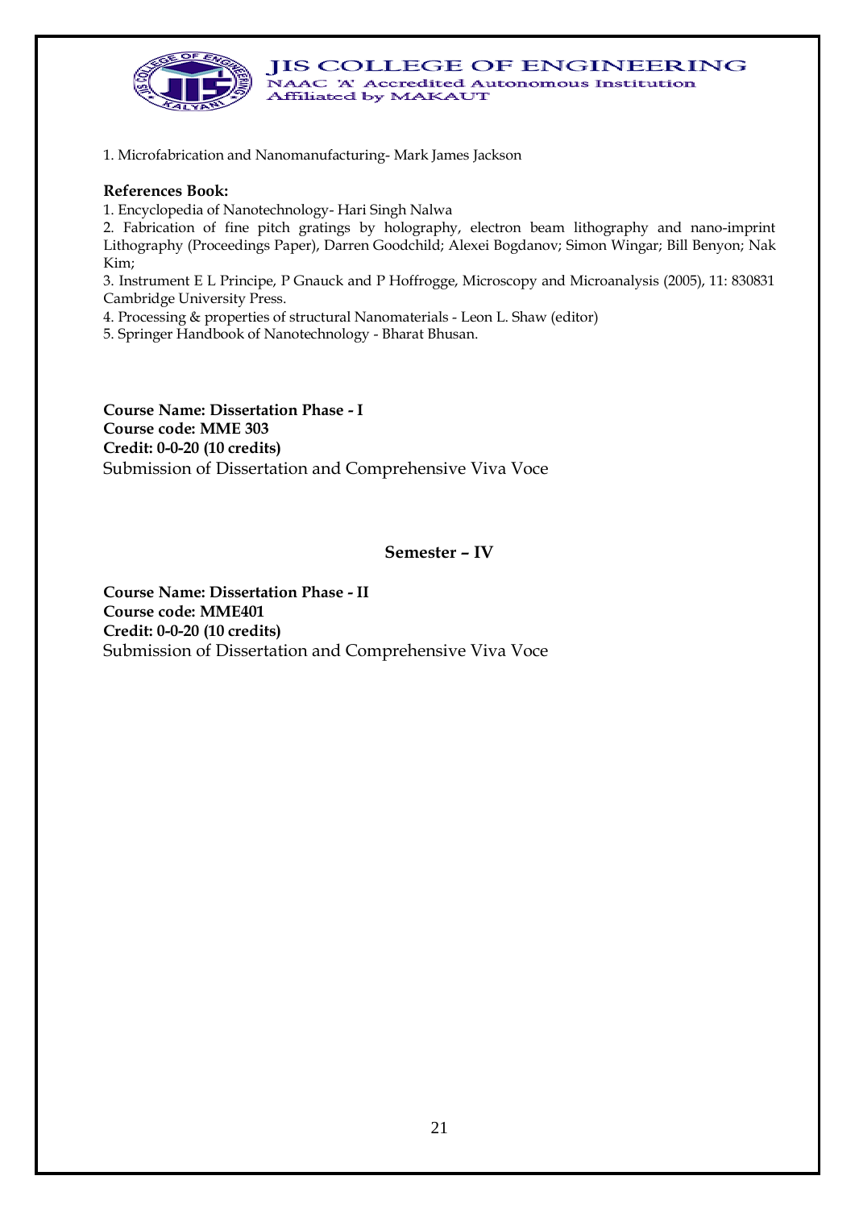1. Microfabrication and Nanomanufacturing- Mark James Jackson

**References Book:**

1. Encyclopedia of Nanotechnology- Hari Singh Nalwa
2. Fabrication of fine pitch gratings by holography, electron beam lithography and nano-imprint Lithography (Proceedings Paper), Darren Goodchild; Alexei Bogdanov; Simon Wingar; Bill Benyon; Nak Kim;
3. Instrument E L Principe, P Gnauck and P Hoffrogge, Microscopy and Microanalysis (2005), 11: 830831 Cambridge University Press.
4. Processing & properties of structural Nanomaterials - Leon L. Shaw (editor)
5. Springer Handbook of Nanotechnology - Bharat Bhusan.

**Course Name: Dissertation Phase - I**
**Course code: MME 303**
**Credit: 0-0-20 (10 credits)**
Submission of Dissertation and Comprehensive Viva Voce

## Semester – IV

**Course Name: Dissertation Phase - II**
**Course code: MME401**
**Credit: 0-0-20 (10 credits)**
Submission of Dissertation and Comprehensive Viva Voce